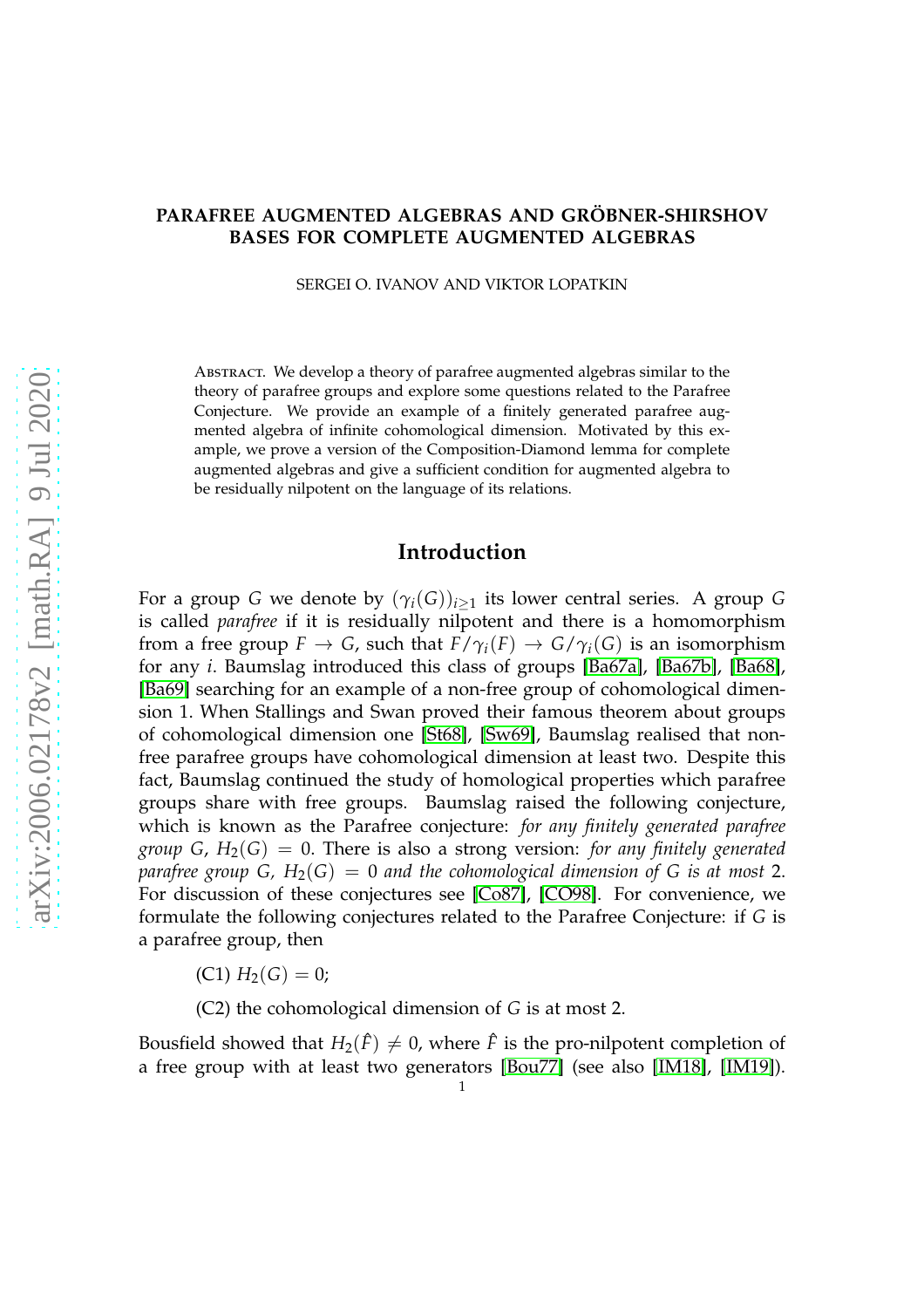# PARAFREE AUGMENTED ALGEBRAS AND GRÖBNER-SHIRSHOV BASES FOR COMPLETE AUGMENTED ALGEBRAS

SERGEI O. IVANOV AND VIKTOR LOPATKIN

Abstract. We develop a theory of parafree augmented algebras similar to the theory of parafree groups and explore some questions related to the Parafree Conjecture. We provide an example of a finitely generated parafree augmented algebra of infinite cohomological dimension. Motivated by this example, we prove a version of the Composition-Diamond lemma for complete augmented algebras and give a sufficient condition for augmented algebra to be residually nilpotent on the language of its relations.

## Introduction

For a group $G$ we denote by $(\gamma_i(G))_{i\geq 1}$ its lower central series. A group $G$ is called *parafree* if it is residually nilpotent and there is a homomorphism from a free group $F \to G$, such that $F/\gamma_i(F) \to G/\gamma_i(G)$ is an isomorphism for any $i$. Baumslag introduced this class of groups [Ba67a], [Ba67b], [Ba68], [Ba69] searching for an example of a non-free group of cohomological dimension 1. When Stallings and Swan proved their famous theorem about groups of cohomological dimension one [St68], [Sw69], Baumslag realised that non-free parafree groups have cohomological dimension at least two. Despite this fact, Baumslag continued the study of homological properties which parafree groups share with free groups. Baumslag raised the following conjecture, which is known as the Parafree conjecture: *for any finitely generated parafree group $G$, $H_2(G) = 0$.* There is also a strong version: *for any finitely generated parafree group $G$, $H_2(G) = 0$ and the cohomological dimension of $G$ is at most* 2. For discussion of these conjectures see [Co87], [CO98]. For convenience, we formulate the following conjectures related to the Parafree Conjecture: if $G$ is a parafree group, then

(C1) $H_2(G) = 0$;

(C2) the cohomological dimension of $G$ is at most 2.

Bousfield showed that $H_2(\hat{F}) \neq 0$, where $\hat{F}$ is the pro-nilpotent completion of a free group with at least two generators [Bou77] (see also [IM18], [IM19]).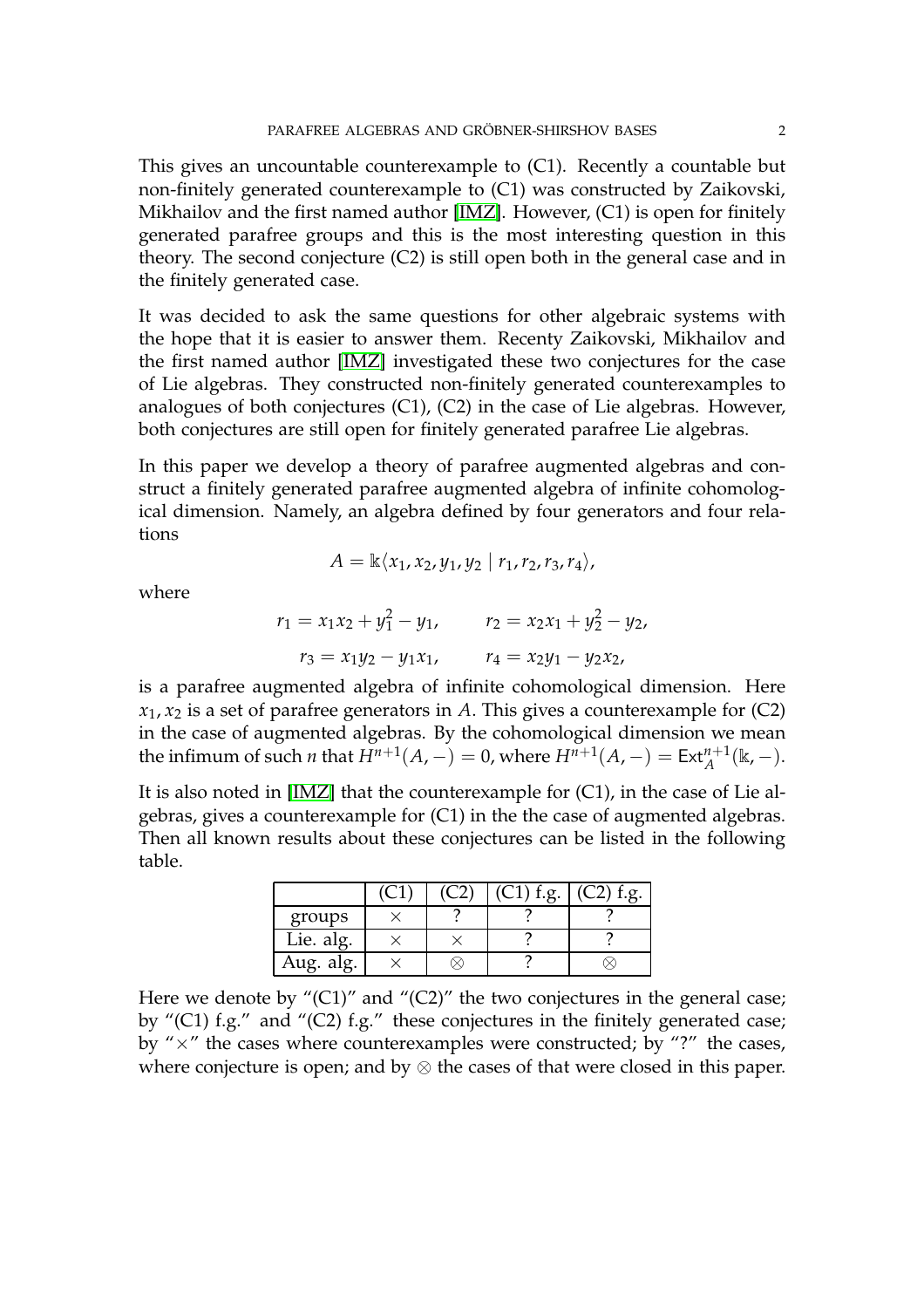This gives an uncountable counterexample to (C1). Recently a countable but non-finitely generated counterexample to (C1) was constructed by Zaikovski, Mikhailov and the first named author [IMZ]. However, (C1) is open for finitely generated parafree groups and this is the most interesting question in this theory. The second conjecture (C2) is still open both in the general case and in the finitely generated case.

It was decided to ask the same questions for other algebraic systems with the hope that it is easier to answer them. Recenty Zaikovski, Mikhailov and the first named author [IMZ] investigated these two conjectures for the case of Lie algebras. They constructed non-finitely generated counterexamples to analogues of both conjectures (C1), (C2) in the case of Lie algebras. However, both conjectures are still open for finitely generated parafree Lie algebras.

In this paper we develop a theory of parafree augmented algebras and construct a finitely generated parafree augmented algebra of infinite cohomological dimension. Namely, an algebra defined by four generators and four relations

$$A = \Bbbk\langle x_1, x_2, y_1, y_2 \mid r_1, r_2, r_3, r_4 \rangle,$$

where

$$r_1 = x_1x_2 + y_1^2 - y_1, \qquad r_2 = x_2x_1 + y_2^2 - y_2,$$

$$r_3 = x_1y_2 - y_1x_1, \qquad r_4 = x_2y_1 - y_2x_2,$$

is a parafree augmented algebra of infinite cohomological dimension. Here $x_1, x_2$ is a set of parafree generators in $A$. This gives a counterexample for (C2) in the case of augmented algebras. By the cohomological dimension we mean the infimum of such $n$ that $H^{n+1}(A, -) = 0$, where $H^{n+1}(A, -) = \mathsf{Ext}_A^{n+1}(\Bbbk, -)$.

It is also noted in [IMZ] that the counterexample for (C1), in the case of Lie algebras, gives a counterexample for (C1) in the the case of augmented algebras. Then all known results about these conjectures can be listed in the following table.

| | (C1) | (C2) | (C1) f.g. | (C2) f.g. |
|---|---|---|---|---|
| groups | $\times$ | ? | ? | ? |
| Lie. alg. | $\times$ | $\times$ | ? | ? |
| Aug. alg. | $\times$ | $\otimes$ | ? | $\otimes$ |

Here we denote by "(C1)" and "(C2)" the two conjectures in the general case; by "(C1) f.g." and "(C2) f.g." these conjectures in the finitely generated case; by "$\times$" the cases where counterexamples were constructed; by "?" the cases, where conjecture is open; and by $\otimes$ the cases of that were closed in this paper.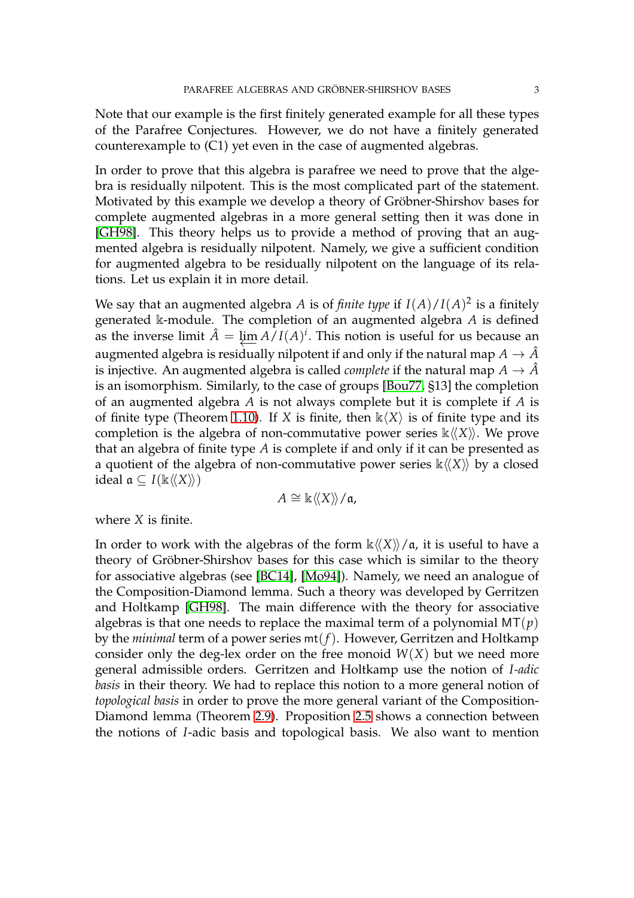Note that our example is the first finitely generated example for all these types of the Parafree Conjectures. However, we do not have a finitely generated counterexample to (C1) yet even in the case of augmented algebras.

In order to prove that this algebra is parafree we need to prove that the algebra is residually nilpotent. This is the most complicated part of the statement. Motivated by this example we develop a theory of Gröbner-Shirshov bases for complete augmented algebras in a more general setting then it was done in [GH98]. This theory helps us to provide a method of proving that an augmented algebra is residually nilpotent. Namely, we give a sufficient condition for augmented algebra to be residually nilpotent on the language of its relations. Let us explain it in more detail.

We say that an augmented algebra $A$ is of *finite type* if $I(A)/I(A)^2$ is a finitely generated $\Bbbk$-module. The completion of an augmented algebra $A$ is defined as the inverse limit $\hat{A} = \varprojlim A/I(A)^i$. This notion is useful for us because an augmented algebra is residually nilpotent if and only if the natural map $A \to \hat{A}$ is injective. An augmented algebra is called *complete* if the natural map $A \to \hat{A}$ is an isomorphism. Similarly, to the case of groups [Bou77, §13] the completion of an augmented algebra $A$ is not always complete but it is complete if $A$ is of finite type (Theorem 1.10). If $X$ is finite, then $\Bbbk\langle X\rangle$ is of finite type and its completion is the algebra of non-commutative power series $\Bbbk\langle\langle X\rangle\rangle$. We prove that an algebra of finite type $A$ is complete if and only if it can be presented as a quotient of the algebra of non-commutative power series $\Bbbk\langle\langle X\rangle\rangle$ by a closed ideal $\mathfrak{a} \subseteq I(\Bbbk\langle\langle X\rangle\rangle)$

$$A \cong \Bbbk\langle\langle X\rangle\rangle/\mathfrak{a},$$

where $X$ is finite.

In order to work with the algebras of the form $\Bbbk\langle\langle X\rangle\rangle/\mathfrak{a}$, it is useful to have a theory of Gröbner-Shirshov bases for this case which is similar to the theory for associative algebras (see [BC14], [Mo94]). Namely, we need an analogue of the Composition-Diamond lemma. Such a theory was developed by Gerritzen and Holtkamp [GH98]. The main difference with the theory for associative algebras is that one needs to replace the maximal term of a polynomial $\mathsf{MT}(p)$ by the *minimal* term of a power series $\mathsf{mt}(f)$. However, Gerritzen and Holtkamp consider only the deg-lex order on the free monoid $W(X)$ but we need more general admissible orders. Gerritzen and Holtkamp use the notion of *I-adic basis* in their theory. We had to replace this notion to a more general notion of *topological basis* in order to prove the more general variant of the Composition-Diamond lemma (Theorem 2.9). Proposition 2.5 shows a connection between the notions of $I$-adic basis and topological basis. We also want to mention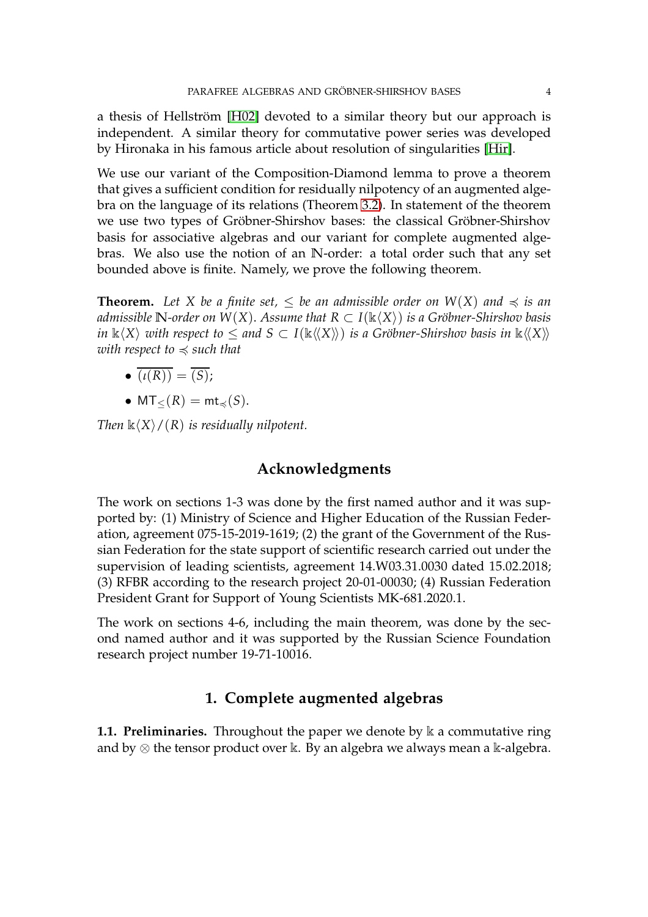a thesis of Hellström [H02] devoted to a similar theory but our approach is independent. A similar theory for commutative power series was developed by Hironaka in his famous article about resolution of singularities [Hir].

We use our variant of the Composition-Diamond lemma to prove a theorem that gives a sufficient condition for residually nilpotency of an augmented algebra on the language of its relations (Theorem 3.2). In statement of the theorem we use two types of Gröbner-Shirshov bases: the classical Gröbner-Shirshov basis for associative algebras and our variant for complete augmented algebras. We also use the notion of an $\mathbb{N}$-order: a total order such that any set bounded above is finite. Namely, we prove the following theorem.

**Theorem.** *Let $X$ be a finite set, $\leq$ be an admissible order on $W(X)$ and $\preccurlyeq$ is an admissible $\mathbb{N}$-order on $W(X)$. Assume that $R \subset I(\Bbbk\langle X\rangle)$ is a Gröbner-Shirshov basis in $\Bbbk\langle X\rangle$ with respect to $\leq$ and $S \subset I(\Bbbk\langle\langle X\rangle\rangle)$ is a Gröbner-Shirshov basis in $\Bbbk\langle\langle X\rangle\rangle$ with respect to $\preccurlyeq$ such that*

- $\overline{(\iota(R))} = \overline{(S)}$;
- $\mathsf{MT}_{\leq}(R) = \mathsf{mt}_{\preccurlyeq}(S)$.

*Then $\Bbbk\langle X\rangle/(R)$ is residually nilpotent.*

## Acknowledgments

The work on sections 1-3 was done by the first named author and it was supported by: (1) Ministry of Science and Higher Education of the Russian Federation, agreement 075-15-2019-1619; (2) the grant of the Government of the Russian Federation for the state support of scientific research carried out under the supervision of leading scientists, agreement 14.W03.31.0030 dated 15.02.2018; (3) RFBR according to the research project 20-01-00030; (4) Russian Federation President Grant for Support of Young Scientists MK-681.2020.1.

The work on sections 4-6, including the main theorem, was done by the second named author and it was supported by the Russian Science Foundation research project number 19-71-10016.

## 1. Complete augmented algebras

**1.1. Preliminaries.** Throughout the paper we denote by $\Bbbk$ a commutative ring and by $\otimes$ the tensor product over $\Bbbk$. By an algebra we always mean a $\Bbbk$-algebra.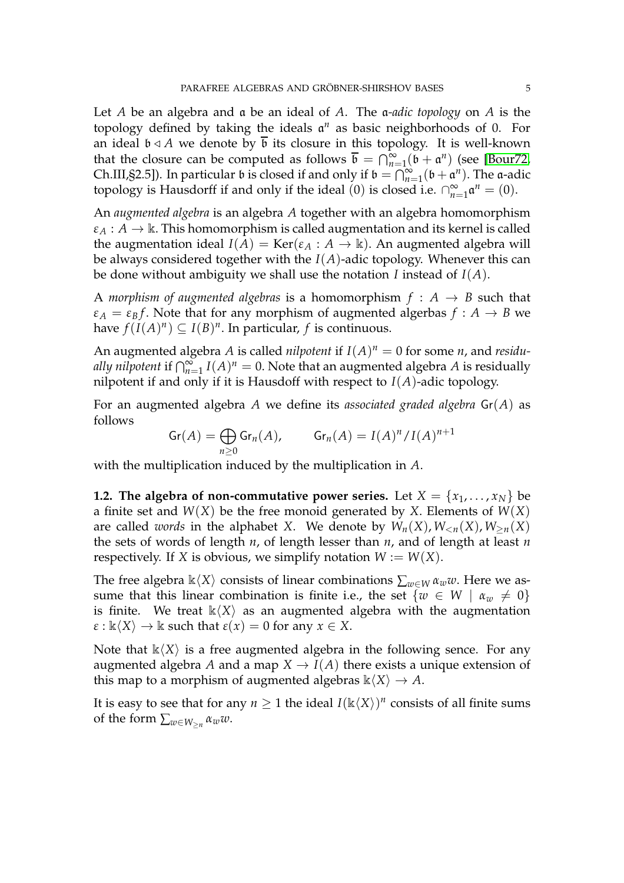Let $A$ be an algebra and $\mathfrak{a}$ be an ideal of $A$. The *$\mathfrak{a}$-adic topology* on $A$ is the topology defined by taking the ideals $\mathfrak{a}^n$ as basic neighborhoods of 0. For an ideal $\mathfrak{b} \triangleleft A$ we denote by $\overline{\mathfrak{b}}$ its closure in this topology. It is well-known that the closure can be computed as follows $\overline{\mathfrak{b}} = \bigcap_{n=1}^{\infty}(\mathfrak{b} + \mathfrak{a}^n)$ (see [Bour72, Ch.III,§2.5]). In particular $\mathfrak{b}$ is closed if and only if $\mathfrak{b} = \bigcap_{n=1}^{\infty}(\mathfrak{b} + \mathfrak{a}^n)$. The $\mathfrak{a}$-adic topology is Hausdorff if and only if the ideal $(0)$ is closed i.e. $\cap_{n=1}^{\infty}\mathfrak{a}^n = (0)$.

An *augmented algebra* is an algebra $A$ together with an algebra homomorphism $\varepsilon_A : A \to \Bbbk$. This homomorphism is called augmentation and its kernel is called the augmentation ideal $I(A) = \mathrm{Ker}(\varepsilon_A : A \to \Bbbk)$. An augmented algebra will be always considered together with the $I(A)$-adic topology. Whenever this can be done without ambiguity we shall use the notation $I$ instead of $I(A)$.

A *morphism of augmented algebras* is a homomorphism $f : A \to B$ such that $\varepsilon_A = \varepsilon_B f$. Note that for any morphism of augmented algerbas $f : A \to B$ we have $f(I(A)^n) \subseteq I(B)^n$. In particular, $f$ is continuous.

An augmented algebra $A$ is called *nilpotent* if $I(A)^n = 0$ for some $n$, and *residually nilpotent* if $\bigcap_{n=1}^{\infty} I(A)^n = 0$. Note that an augmented algebra $A$ is residually nilpotent if and only if it is Hausdoff with respect to $I(A)$-adic topology.

For an augmented algebra $A$ we define its *associated graded algebra* $\mathsf{Gr}(A)$ as follows

$$\mathsf{Gr}(A) = \bigoplus_{n \geq 0} \mathsf{Gr}_n(A), \qquad \mathsf{Gr}_n(A) = I(A)^n / I(A)^{n+1}$$

with the multiplication induced by the multiplication in $A$.

**1.2. The algebra of non-commutative power series.** Let $X = \{x_1, \dots, x_N\}$ be a finite set and $W(X)$ be the free monoid generated by $X$. Elements of $W(X)$ are called *words* in the alphabet $X$. We denote by $W_n(X), W_{<n}(X), W_{\geq n}(X)$ the sets of words of length $n$, of length lesser than $n$, and of length at least $n$ respectively. If $X$ is obvious, we simplify notation $W := W(X)$.

The free algebra $\Bbbk\langle X \rangle$ consists of linear combinations $\sum_{w \in W} \alpha_w w$. Here we assume that this linear combination is finite i.e., the set $\{w \in W \mid \alpha_w \neq 0\}$ is finite. We treat $\Bbbk\langle X \rangle$ as an augmented algebra with the augmentation $\varepsilon : \Bbbk\langle X \rangle \to \Bbbk$ such that $\varepsilon(x) = 0$ for any $x \in X$.

Note that $\Bbbk\langle X \rangle$ is a free augmented algebra in the following sence. For any augmented algebra $A$ and a map $X \to I(A)$ there exists a unique extension of this map to a morphism of augmented algebras $\Bbbk\langle X \rangle \to A$.

It is easy to see that for any $n \geq 1$ the ideal $I(\Bbbk\langle X \rangle)^n$ consists of all finite sums of the form $\sum_{w \in W_{\geq n}} \alpha_w w$.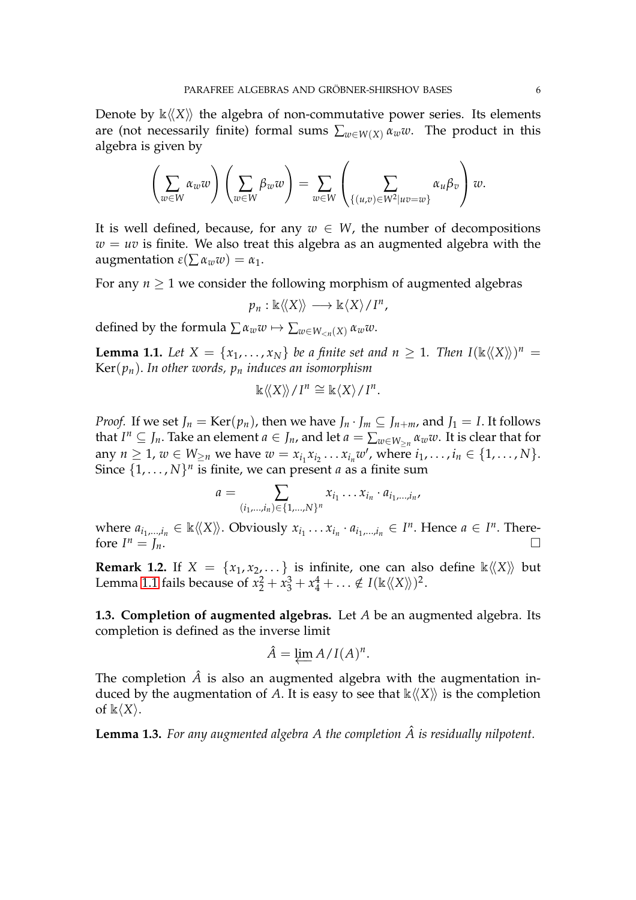Denote by $\Bbbk\langle\langle X\rangle\rangle$ the algebra of non-commutative power series. Its elements are (not necessarily finite) formal sums $\sum_{w\in W(X)} \alpha_w w$. The product in this algebra is given by

$$\left(\sum_{w\in W} \alpha_w w\right)\left(\sum_{w\in W} \beta_w w\right) = \sum_{w\in W}\left(\sum_{\{(u,v)\in W^2 \mid uv=w\}} \alpha_u \beta_v\right) w.$$

It is well defined, because, for any $w \in W$, the number of decompositions $w = uv$ is finite. We also treat this algebra as an augmented algebra with the augmentation $\varepsilon(\sum \alpha_w w) = \alpha_1$.

For any $n \geq 1$ we consider the following morphism of augmented algebras

$$p_n : \Bbbk\langle\langle X\rangle\rangle \longrightarrow \Bbbk\langle X\rangle / I^n,$$

defined by the formula $\sum \alpha_w w \mapsto \sum_{w\in W_{<n}(X)} \alpha_w w$.

**Lemma 1.1.** *Let $X = \{x_1, \dots, x_N\}$ be a finite set and $n \geq 1$. Then $I(\Bbbk\langle\langle X\rangle\rangle)^n = \operatorname{Ker}(p_n)$. In other words, $p_n$ induces an isomorphism*

$$\Bbbk\langle\langle X\rangle\rangle / I^n \cong \Bbbk\langle X\rangle / I^n.$$

*Proof.* If we set $J_n = \operatorname{Ker}(p_n)$, then we have $J_n \cdot J_m \subseteq J_{n+m}$, and $J_1 = I$. It follows that $I^n \subseteq J_n$. Take an element $a \in J_n$, and let $a = \sum_{w\in W_{\geq n}} \alpha_w w$. It is clear that for any $n \geq 1$, $w \in W_{\geq n}$ we have $w = x_{i_1} x_{i_2} \dots x_{i_n} w'$, where $i_1, \dots, i_n \in \{1, \dots, N\}$. Since $\{1, \dots, N\}^n$ is finite, we can present $a$ as a finite sum

$$a = \sum_{(i_1,\dots,i_n)\in\{1,\dots,N\}^n} x_{i_1} \dots x_{i_n} \cdot a_{i_1,\dots,i_n},$$

where $a_{i_1,\dots,i_n} \in \Bbbk\langle\langle X\rangle\rangle$. Obviously $x_{i_1} \dots x_{i_n} \cdot a_{i_1,\dots,i_n} \in I^n$. Hence $a \in I^n$. Therefore $I^n = J_n$. □

**Remark 1.2.** If $X = \{x_1, x_2, \dots\}$ is infinite, one can also define $\Bbbk\langle\langle X\rangle\rangle$ but Lemma 1.1 fails because of $x_2^2 + x_3^3 + x_4^4 + \ldots \notin I(\Bbbk\langle\langle X\rangle\rangle)^2$.

**1.3. Completion of augmented algebras.** Let $A$ be an augmented algebra. Its completion is defined as the inverse limit

$$\hat{A} = \varprojlim A / I(A)^n.$$

The completion $\hat{A}$ is also an augmented algebra with the augmentation induced by the augmentation of $A$. It is easy to see that $\Bbbk\langle\langle X\rangle\rangle$ is the completion of $\Bbbk\langle X\rangle$.

**Lemma 1.3.** *For any augmented algebra $A$ the completion $\hat{A}$ is residually nilpotent.*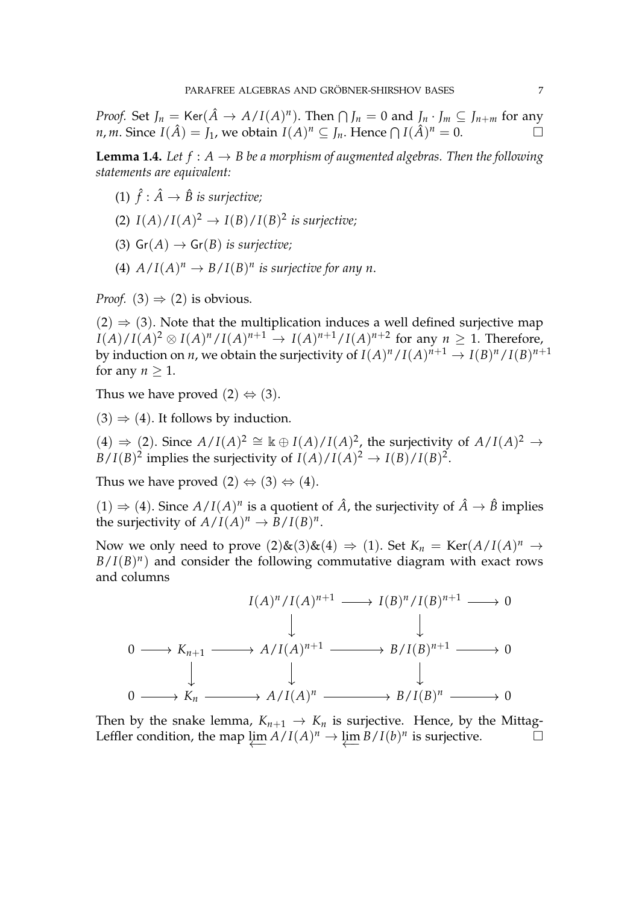*Proof.* Set $J_n = \mathsf{Ker}(\hat{A} \to A/I(A)^n)$. Then $\bigcap J_n = 0$ and $J_n \cdot J_m \subseteq J_{n+m}$ for any $n, m$. Since $I(\hat{A}) = J_1$, we obtain $I(A)^n \subseteq J_n$. Hence $\bigcap I(\hat{A})^n = 0$. $\square$

**Lemma 1.4.** *Let $f : A \to B$ be a morphism of augmented algebras. Then the following statements are equivalent:*

(1) *$\hat{f} : \hat{A} \to \hat{B}$ is surjective;*

(2) *$I(A)/I(A)^2 \to I(B)/I(B)^2$ is surjective;*

(3) *$\mathsf{Gr}(A) \to \mathsf{Gr}(B)$ is surjective;*

(4) *$A/I(A)^n \to B/I(B)^n$ is surjective for any $n$.*

*Proof.* $(3) \Rightarrow (2)$ is obvious.

$(2) \Rightarrow (3)$. Note that the multiplication induces a well defined surjective map $I(A)/I(A)^2 \otimes I(A)^n/I(A)^{n+1} \to I(A)^{n+1}/I(A)^{n+2}$ for any $n \geq 1$. Therefore, by induction on $n$, we obtain the surjectivity of $I(A)^n/I(A)^{n+1} \to I(B)^n/I(B)^{n+1}$ for any $n \geq 1$.

Thus we have proved $(2) \Leftrightarrow (3)$.

$(3) \Rightarrow (4)$. It follows by induction.

$(4) \Rightarrow (2)$. Since $A/I(A)^2 \cong \Bbbk \oplus I(A)/I(A)^2$, the surjectivity of $A/I(A)^2 \to B/I(B)^2$ implies the surjectivity of $I(A)/I(A)^2 \to I(B)/I(B)^2$.

Thus we have proved $(2) \Leftrightarrow (3) \Leftrightarrow (4)$.

$(1) \Rightarrow (4)$. Since $A/I(A)^n$ is a quotient of $\hat{A}$, the surjectivity of $\hat{A} \to \hat{B}$ implies the surjectivity of $A/I(A)^n \to B/I(B)^n$.

Now we only need to prove $(2)\&(3)\&(4) \Rightarrow (1)$. Set $K_n = \mathrm{Ker}(A/I(A)^n \to B/I(B)^n)$ and consider the following commutative diagram with exact rows and columns

$$
\begin{array}{ccccccccc}
 & & & & I(A)^n/I(A)^{n+1} & \longrightarrow & I(B)^n/I(B)^{n+1} & \longrightarrow & 0 \\
 & & & & \downarrow & & \downarrow & & \\
0 & \longrightarrow & K_{n+1} & \longrightarrow & A/I(A)^{n+1} & \longrightarrow & B/I(B)^{n+1} & \longrightarrow & 0 \\
 & & \downarrow & & \downarrow & & \downarrow & & \\
0 & \longrightarrow & K_n & \longrightarrow & A/I(A)^n & \longrightarrow & B/I(B)^n & \longrightarrow & 0
\end{array}
$$

Then by the snake lemma, $K_{n+1} \to K_n$ is surjective. Hence, by the Mittag-Leffler condition, the map $\varprojlim A/I(A)^n \to \varprojlim B/I(b)^n$ is surjective. $\square$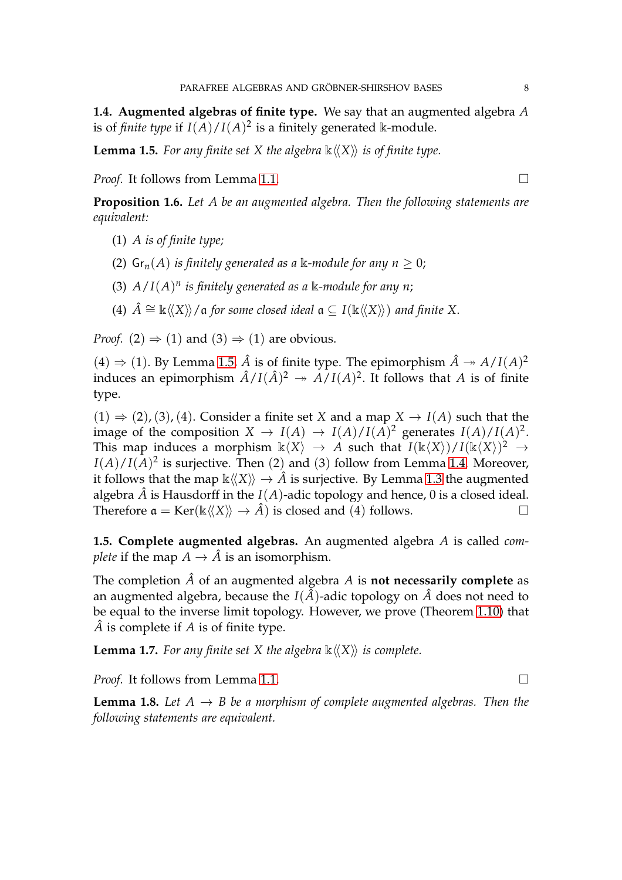**1.4. Augmented algebras of finite type.** We say that an augmented algebra $A$ is of *finite type* if $I(A)/I(A)^2$ is a finitely generated $\Bbbk$-module.

**Lemma 1.5.** *For any finite set $X$ the algebra $\Bbbk\langle\langle X\rangle\rangle$ is of finite type.*

*Proof.* It follows from Lemma 1.1. □

**Proposition 1.6.** *Let $A$ be an augmented algebra. Then the following statements are equivalent:*

1. *$A$ is of finite type;*
2. *$\mathsf{Gr}_n(A)$ is finitely generated as a $\Bbbk$-module for any $n \geq 0$;*
3. *$A/I(A)^n$ is finitely generated as a $\Bbbk$-module for any $n$;*
4. *$\hat{A} \cong \Bbbk\langle\langle X\rangle\rangle/\mathfrak{a}$ for some closed ideal $\mathfrak{a} \subseteq I(\Bbbk\langle\langle X\rangle\rangle)$ and finite $X$.*

*Proof.* (2) $\Rightarrow$ (1) and (3) $\Rightarrow$ (1) are obvious.

(4) $\Rightarrow$ (1). By Lemma 1.5, $\hat{A}$ is of finite type. The epimorphism $\hat{A} \twoheadrightarrow A/I(A)^2$ induces an epimorphism $\hat{A}/I(\hat{A})^2 \twoheadrightarrow A/I(A)^2$. It follows that $A$ is of finite type.

(1) $\Rightarrow$ (2), (3), (4). Consider a finite set $X$ and a map $X \to I(A)$ such that the image of the composition $X \to I(A) \to I(A)/I(A)^2$ generates $I(A)/I(A)^2$. This map induces a morphism $\Bbbk\langle X\rangle \to A$ such that $I(\Bbbk\langle X\rangle)/I(\Bbbk\langle X\rangle)^2 \to I(A)/I(A)^2$ is surjective. Then (2) and (3) follow from Lemma 1.4. Moreover, it follows that the map $\Bbbk\langle\langle X\rangle\rangle \to \hat{A}$ is surjective. By Lemma 1.3 the augmented algebra $\hat{A}$ is Hausdorff in the $I(A)$-adic topology and hence, 0 is a closed ideal. Therefore $\mathfrak{a} = \mathrm{Ker}(\Bbbk\langle\langle X\rangle\rangle \to \hat{A})$ is closed and (4) follows. □

**1.5. Complete augmented algebras.** An augmented algebra $A$ is called *complete* if the map $A \to \hat{A}$ is an isomorphism.

The completion $\hat{A}$ of an augmented algebra $A$ is **not necessarily complete** as an augmented algebra, because the $I(\hat{A})$-adic topology on $\hat{A}$ does not need to be equal to the inverse limit topology. However, we prove (Theorem 1.10) that $\hat{A}$ is complete if $A$ is of finite type.

**Lemma 1.7.** *For any finite set $X$ the algebra $\Bbbk\langle\langle X\rangle\rangle$ is complete.*

*Proof.* It follows from Lemma 1.1. □

**Lemma 1.8.** *Let $A \to B$ be a morphism of complete augmented algebras. Then the following statements are equivalent.*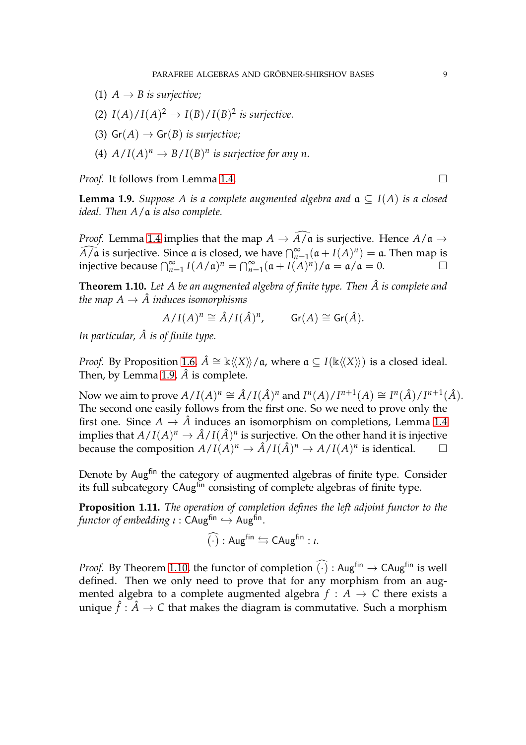(1) $A \to B$ *is surjective;*

(2) $I(A)/I(A)^2 \to I(B)/I(B)^2$ *is surjective.*

(3) $\mathsf{Gr}(A) \to \mathsf{Gr}(B)$ *is surjective;*

(4) $A/I(A)^n \to B/I(B)^n$ *is surjective for any $n$.*

*Proof.* It follows from Lemma 1.4. □

**Lemma 1.9.** *Suppose $A$ is a complete augmented algebra and $\mathfrak{a} \subseteq I(A)$ is a closed ideal. Then $A/\mathfrak{a}$ is also complete.*

*Proof.* Lemma 1.4 implies that the map $A \to \widehat{A/\mathfrak{a}}$ is surjective. Hence $A/\mathfrak{a} \to \widehat{A/\mathfrak{a}}$ is surjective. Since $\mathfrak{a}$ is closed, we have $\bigcap_{n=1}^{\infty}(\mathfrak{a} + I(A)^n) = \mathfrak{a}$. Then map is injective because $\bigcap_{n=1}^{\infty} I(A/\mathfrak{a})^n = \bigcap_{n=1}^{\infty}(\mathfrak{a} + I(A)^n)/\mathfrak{a} = \mathfrak{a}/\mathfrak{a} = 0$. □

**Theorem 1.10.** *Let $A$ be an augmented algebra of finite type. Then $\hat{A}$ is complete and the map $A \to \hat{A}$ induces isomorphisms*

$$A/I(A)^n \cong \hat{A}/I(\hat{A})^n, \qquad \mathsf{Gr}(A) \cong \mathsf{Gr}(\hat{A}).$$

*In particular, $\hat{A}$ is of finite type.*

*Proof.* By Proposition 1.6, $\hat{A} \cong \Bbbk\langle\langle X \rangle\rangle/\mathfrak{a}$, where $\mathfrak{a} \subseteq I(\Bbbk\langle\langle X \rangle\rangle)$ is a closed ideal. Then, by Lemma 1.9, $\hat{A}$ is complete.

Now we aim to prove $A/I(A)^n \cong \hat{A}/I(\hat{A})^n$ and $I^n(A)/I^{n+1}(A) \cong I^n(\hat{A})/I^{n+1}(\hat{A})$. The second one easily follows from the first one. So we need to prove only the first one. Since $A \to \hat{A}$ induces an isomorphism on completions, Lemma 1.4 implies that $A/I(A)^n \to \hat{A}/I(\hat{A})^n$ is surjective. On the other hand it is injective because the composition $A/I(A)^n \to \hat{A}/I(\hat{A})^n \to A/I(A)^n$ is identical. □

Denote by $\mathsf{Aug}^{\mathsf{fin}}$ the category of augmented algebras of finite type. Consider its full subcategory $\mathsf{CAug}^{\mathsf{fin}}$ consisting of complete algebras of finite type.

**Proposition 1.11.** *The operation of completion defines the left adjoint functor to the functor of embedding $\iota : \mathsf{CAug}^{\mathsf{fin}} \hookrightarrow \mathsf{Aug}^{\mathsf{fin}}$.*

$$\widehat{(\cdot)} : \mathsf{Aug}^{\mathsf{fin}} \leftrightarrows \mathsf{CAug}^{\mathsf{fin}} : \iota.$$

*Proof.* By Theorem 1.10, the functor of completion $\widehat{(\cdot)} : \mathsf{Aug}^{\mathsf{fin}} \to \mathsf{CAug}^{\mathsf{fin}}$ is well defined. Then we only need to prove that for any morphism from an augmented algebra to a complete augmented algebra $f : A \to C$ there exists a unique $\hat{f} : \hat{A} \to C$ that makes the diagram is commutative. Such a morphism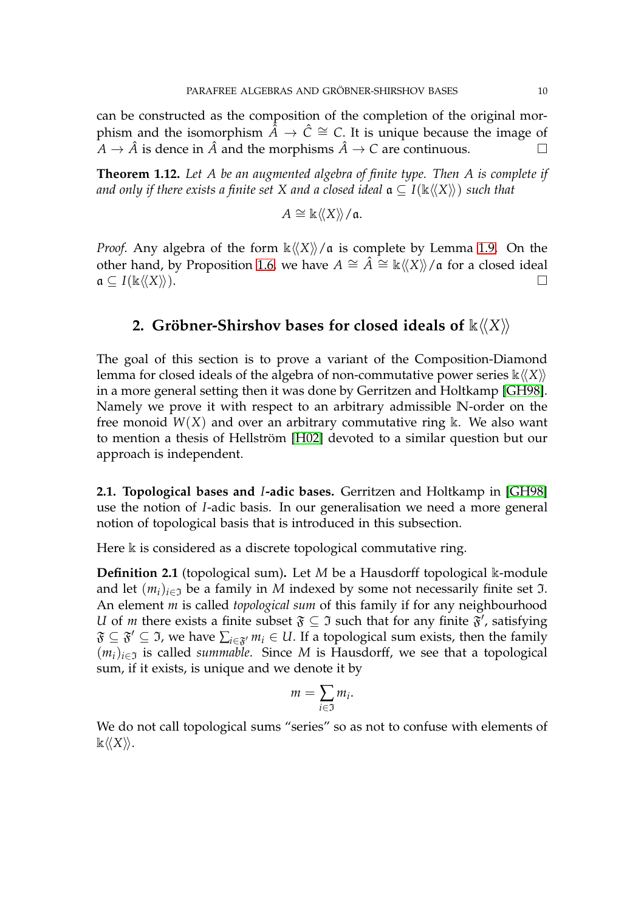can be constructed as the composition of the completion of the original morphism and the isomorphism $\hat{A} \to \hat{C} \cong C$. It is unique because the image of $A \to \hat{A}$ is dence in $\hat{A}$ and the morphisms $\hat{A} \to C$ are continuous. □

**Theorem 1.12.** *Let $A$ be an augmented algebra of finite type. Then $A$ is complete if and only if there exists a finite set $X$ and a closed ideal $\mathfrak{a} \subseteq I(\Bbbk\langle\langle X\rangle\rangle)$ such that*

$$A \cong \Bbbk\langle\langle X\rangle\rangle/\mathfrak{a}.$$

*Proof.* Any algebra of the form $\Bbbk\langle\langle X\rangle\rangle/\mathfrak{a}$ is complete by Lemma 1.9. On the other hand, by Proposition 1.6, we have $A \cong \hat{A} \cong \Bbbk\langle\langle X\rangle\rangle/\mathfrak{a}$ for a closed ideal $\mathfrak{a} \subseteq I(\Bbbk\langle\langle X\rangle\rangle)$. □

## 2. Gröbner-Shirshov bases for closed ideals of $\Bbbk\langle\langle X\rangle\rangle$

The goal of this section is to prove a variant of the Composition-Diamond lemma for closed ideals of the algebra of non-commutative power series $\Bbbk\langle\langle X\rangle\rangle$ in a more general setting then it was done by Gerritzen and Holtkamp [GH98]. Namely we prove it with respect to an arbitrary admissible $\mathbb{N}$-order on the free monoid $W(X)$ and over an arbitrary commutative ring $\Bbbk$. We also want to mention a thesis of Hellström [H02] devoted to a similar question but our approach is independent.

**2.1. Topological bases and $I$-adic bases.** Gerritzen and Holtkamp in [GH98] use the notion of $I$-adic basis. In our generalisation we need a more general notion of topological basis that is introduced in this subsection.

Here $\Bbbk$ is considered as a discrete topological commutative ring.

**Definition 2.1** (topological sum)**.** Let $M$ be a Hausdorff topological $\Bbbk$-module and let $(m_i)_{i\in\mathfrak{I}}$ be a family in $M$ indexed by some not necessarily finite set $\mathfrak{I}$. An element $m$ is called *topological sum* of this family if for any neighbourhood $U$ of $m$ there exists a finite subset $\mathfrak{F} \subseteq \mathfrak{I}$ such that for any finite $\mathfrak{F}'$, satisfying $\mathfrak{F} \subseteq \mathfrak{F}' \subseteq \mathfrak{I}$, we have $\sum_{i\in\mathfrak{F}'} m_i \in U$. If a topological sum exists, then the family $(m_i)_{i\in\mathfrak{I}}$ is called *summable*. Since $M$ is Hausdorff, we see that a topological sum, if it exists, is unique and we denote it by

$$m = \sum_{i\in\mathfrak{I}} m_i.$$

We do not call topological sums "series" so as not to confuse with elements of $\Bbbk\langle\langle X\rangle\rangle$.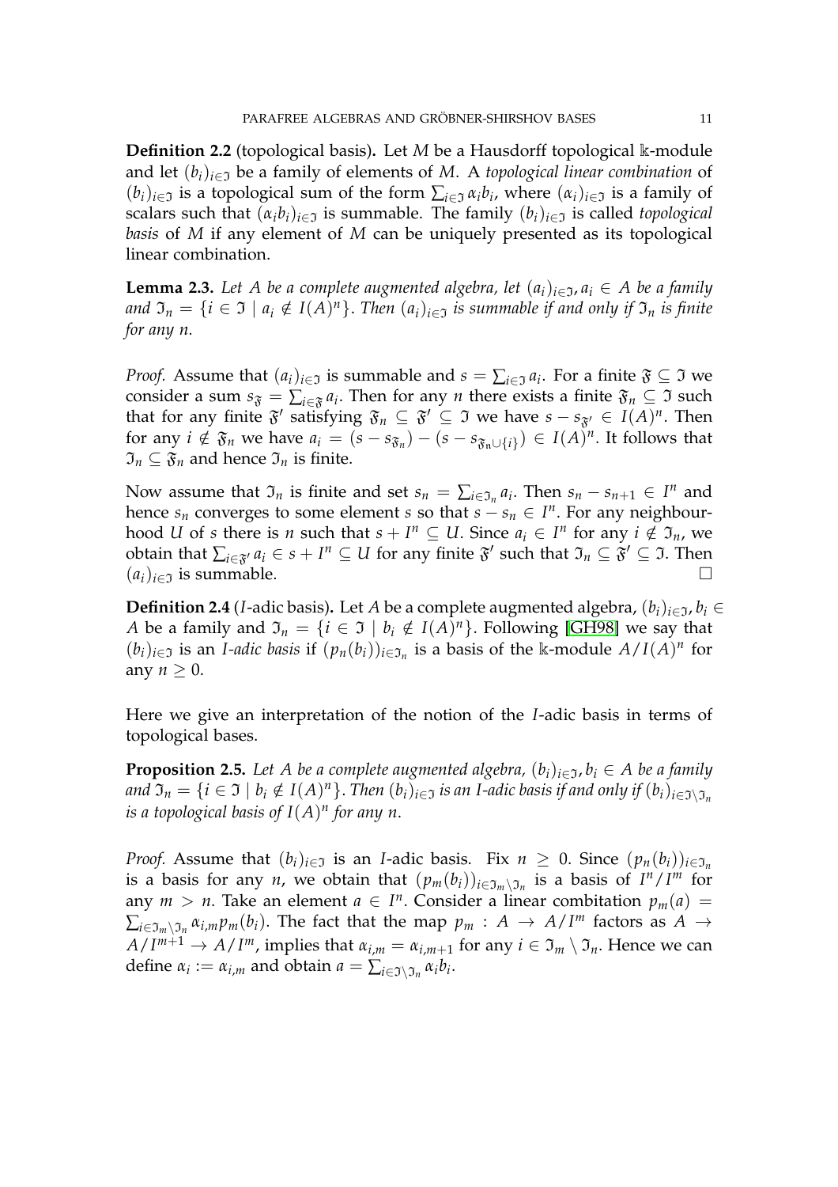**Definition 2.2** (topological basis)**.** Let $M$ be a Hausdorff topological $\mathbb{k}$-module and let $(b_i)_{i\in\mathfrak{I}}$ be a family of elements of $M$. A *topological linear combination* of $(b_i)_{i\in\mathfrak{I}}$ is a topological sum of the form $\sum_{i\in\mathfrak{I}} \alpha_i b_i$, where $(\alpha_i)_{i\in\mathfrak{I}}$ is a family of scalars such that $(\alpha_i b_i)_{i\in\mathfrak{I}}$ is summable. The family $(b_i)_{i\in\mathfrak{I}}$ is called *topological basis* of $M$ if any element of $M$ can be uniquely presented as its topological linear combination.

**Lemma 2.3.** *Let $A$ be a complete augmented algebra, let $(a_i)_{i\in\mathfrak{I}}, a_i \in A$ be a family and $\mathfrak{I}_n = \{i \in \mathfrak{I} \mid a_i \notin I(A)^n\}$. Then $(a_i)_{i\in\mathfrak{I}}$ is summable if and only if $\mathfrak{I}_n$ is finite for any $n$.*

*Proof.* Assume that $(a_i)_{i\in\mathfrak{I}}$ is summable and $s = \sum_{i\in\mathfrak{I}} a_i$. For a finite $\mathfrak{F} \subseteq \mathfrak{I}$ we consider a sum $s_{\mathfrak{F}} = \sum_{i\in\mathfrak{F}} a_i$. Then for any $n$ there exists a finite $\mathfrak{F}_n \subseteq \mathfrak{I}$ such that for any finite $\mathfrak{F}'$ satisfying $\mathfrak{F}_n \subseteq \mathfrak{F}' \subseteq \mathfrak{I}$ we have $s - s_{\mathfrak{F}'} \in I(A)^n$. Then for any $i \notin \mathfrak{F}_n$ we have $a_i = (s - s_{\mathfrak{F}_n}) - (s - s_{\mathfrak{F}_n \cup \{i\}}) \in I(A)^n$. It follows that $\mathfrak{I}_n \subseteq \mathfrak{F}_n$ and hence $\mathfrak{I}_n$ is finite.

Now assume that $\mathfrak{I}_n$ is finite and set $s_n = \sum_{i\in\mathfrak{I}_n} a_i$. Then $s_n - s_{n+1} \in I^n$ and hence $s_n$ converges to some element $s$ so that $s - s_n \in I^n$. For any neighbourhood $U$ of $s$ there is $n$ such that $s + I^n \subseteq U$. Since $a_i \in I^n$ for any $i \notin \mathfrak{I}_n$, we obtain that $\sum_{i\in\mathfrak{F}'} a_i \in s + I^n \subseteq U$ for any finite $\mathfrak{F}'$ such that $\mathfrak{I}_n \subseteq \mathfrak{F}' \subseteq \mathfrak{I}$. Then $(a_i)_{i\in\mathfrak{I}}$ is summable. $\square$

**Definition 2.4** ($I$-adic basis)**.** Let $A$ be a complete augmented algebra, $(b_i)_{i\in\mathfrak{I}}, b_i \in A$ be a family and $\mathfrak{I}_n = \{i \in \mathfrak{I} \mid b_i \notin I(A)^n\}$. Following [GH98] we say that $(b_i)_{i\in\mathfrak{I}}$ is an *$I$-adic basis* if $(p_n(b_i))_{i\in\mathfrak{I}_n}$ is a basis of the $\mathbb{k}$-module $A/I(A)^n$ for any $n \geq 0$.

Here we give an interpretation of the notion of the $I$-adic basis in terms of topological bases.

**Proposition 2.5.** *Let $A$ be a complete augmented algebra, $(b_i)_{i\in\mathfrak{I}}, b_i \in A$ be a family and $\mathfrak{I}_n = \{i \in \mathfrak{I} \mid b_i \notin I(A)^n\}$. Then $(b_i)_{i\in\mathfrak{I}}$ is an $I$-adic basis if and only if $(b_i)_{i\in\mathfrak{I}\setminus\mathfrak{I}_n}$ is a topological basis of $I(A)^n$ for any $n$.*

*Proof.* Assume that $(b_i)_{i\in\mathfrak{I}}$ is an $I$-adic basis. Fix $n \geq 0$. Since $(p_n(b_i))_{i\in\mathfrak{I}_n}$ is a basis for any $n$, we obtain that $(p_m(b_i))_{i\in\mathfrak{I}_m\setminus\mathfrak{I}_n}$ is a basis of $I^n/I^m$ for any $m > n$. Take an element $a \in I^n$. Consider a linear combitation $p_m(a) = \sum_{i\in\mathfrak{I}_m\setminus\mathfrak{I}_n} \alpha_{i,m} p_m(b_i)$. The fact that the map $p_m : A \to A/I^m$ factors as $A \to A/I^{m+1} \to A/I^m$, implies that $\alpha_{i,m} = \alpha_{i,m+1}$ for any $i \in \mathfrak{I}_m \setminus \mathfrak{I}_n$. Hence we can define $\alpha_i := \alpha_{i,m}$ and obtain $a = \sum_{i\in\mathfrak{I}\setminus\mathfrak{I}_n} \alpha_i b_i$.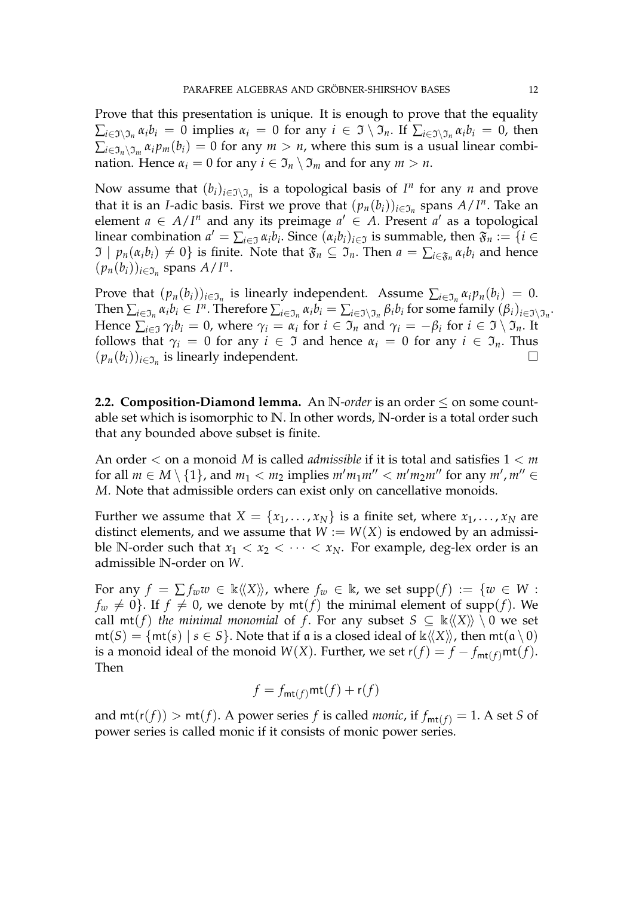Prove that this presentation is unique. It is enough to prove that the equality $\sum_{i\in\mathfrak{I}\setminus\mathfrak{I}_n}\alpha_i b_i = 0$ implies $\alpha_i = 0$ for any $i \in \mathfrak{I}\setminus\mathfrak{I}_n$. If $\sum_{i\in\mathfrak{I}\setminus\mathfrak{I}_n}\alpha_i b_i = 0$, then $\sum_{i\in\mathfrak{I}_n\setminus\mathfrak{I}_m}\alpha_i p_m(b_i) = 0$ for any $m > n$, where this sum is a usual linear combination. Hence $\alpha_i = 0$ for any $i \in \mathfrak{I}_n \setminus \mathfrak{I}_m$ and for any $m > n$.

Now assume that $(b_i)_{i\in\mathfrak{I}\setminus\mathfrak{I}_n}$ is a topological basis of $I^n$ for any $n$ and prove that it is an $I$-adic basis. First we prove that $(p_n(b_i))_{i\in\mathfrak{I}_n}$ spans $A/I^n$. Take an element $a \in A/I^n$ and any its preimage $a' \in A$. Present $a'$ as a topological linear combination $a' = \sum_{i\in\mathfrak{I}}\alpha_i b_i$. Since $(\alpha_i b_i)_{i\in\mathfrak{I}}$ is summable, then $\mathfrak{F}_n := \{i \in \mathfrak{I} \mid p_n(\alpha_i b_i) \neq 0\}$ is finite. Note that $\mathfrak{F}_n \subseteq \mathfrak{I}_n$. Then $a = \sum_{i\in\mathfrak{F}_n}\alpha_i b_i$ and hence $(p_n(b_i))_{i\in\mathfrak{I}_n}$ spans $A/I^n$.

Prove that $(p_n(b_i))_{i\in\mathfrak{I}_n}$ is linearly independent. Assume $\sum_{i\in\mathfrak{I}_n}\alpha_i p_n(b_i) = 0$. Then $\sum_{i\in\mathfrak{I}_n}\alpha_i b_i \in I^n$. Therefore $\sum_{i\in\mathfrak{I}_n}\alpha_i b_i = \sum_{i\in\mathfrak{I}\setminus\mathfrak{I}_n}\beta_i b_i$ for some family $(\beta_i)_{i\in\mathfrak{I}\setminus\mathfrak{I}_n}$. Hence $\sum_{i\in\mathfrak{I}}\gamma_i b_i = 0$, where $\gamma_i = \alpha_i$ for $i \in \mathfrak{I}_n$ and $\gamma_i = -\beta_i$ for $i \in \mathfrak{I}\setminus\mathfrak{I}_n$. It follows that $\gamma_i = 0$ for any $i \in \mathfrak{I}$ and hence $\alpha_i = 0$ for any $i \in \mathfrak{I}_n$. Thus $(p_n(b_i))_{i\in\mathfrak{I}_n}$ is linearly independent. □

**2.2. Composition-Diamond lemma.** An $\mathbb{N}$*-order* is an order $\leq$ on some countable set which is isomorphic to $\mathbb{N}$. In other words, $\mathbb{N}$-order is a total order such that any bounded above subset is finite.

An order $<$ on a monoid $M$ is called *admissible* if it is total and satisfies $1 < m$ for all $m \in M \setminus \{1\}$, and $m_1 < m_2$ implies $m'm_1m'' < m'm_2m''$ for any $m', m'' \in M$. Note that admissible orders can exist only on cancellative monoids.

Further we assume that $X = \{x_1, \ldots, x_N\}$ is a finite set, where $x_1, \ldots, x_N$ are distinct elements, and we assume that $W := W(X)$ is endowed by an admissible $\mathbb{N}$-order such that $x_1 < x_2 < \cdots < x_N$. For example, deg-lex order is an admissible $\mathbb{N}$-order on $W$.

For any $f = \sum f_w w \in \mathbb{k}\langle\langle X\rangle\rangle$, where $f_w \in \mathbb{k}$, we set $\mathrm{supp}(f) := \{w \in W : f_w \neq 0\}$. If $f \neq 0$, we denote by $\mathsf{mt}(f)$ the minimal element of $\mathrm{supp}(f)$. We call $\mathsf{mt}(f)$ *the minimal monomial* of $f$. For any subset $S \subseteq \mathbb{k}\langle\langle X\rangle\rangle \setminus 0$ we set $\mathsf{mt}(S) = \{\mathsf{mt}(s) \mid s \in S\}$. Note that if $\mathfrak{a}$ is a closed ideal of $\mathbb{k}\langle\langle X\rangle\rangle$, then $\mathsf{mt}(\mathfrak{a}\setminus 0)$ is a monoid ideal of the monoid $W(X)$. Further, we set $\mathsf{r}(f) = f - f_{\mathsf{mt}(f)}\mathsf{mt}(f)$. Then

$$f = f_{\mathsf{mt}(f)}\mathsf{mt}(f) + \mathsf{r}(f)$$

and $\mathsf{mt}(\mathsf{r}(f)) > \mathsf{mt}(f)$. A power series $f$ is called *monic*, if $f_{\mathsf{mt}(f)} = 1$. A set $S$ of power series is called monic if it consists of monic power series.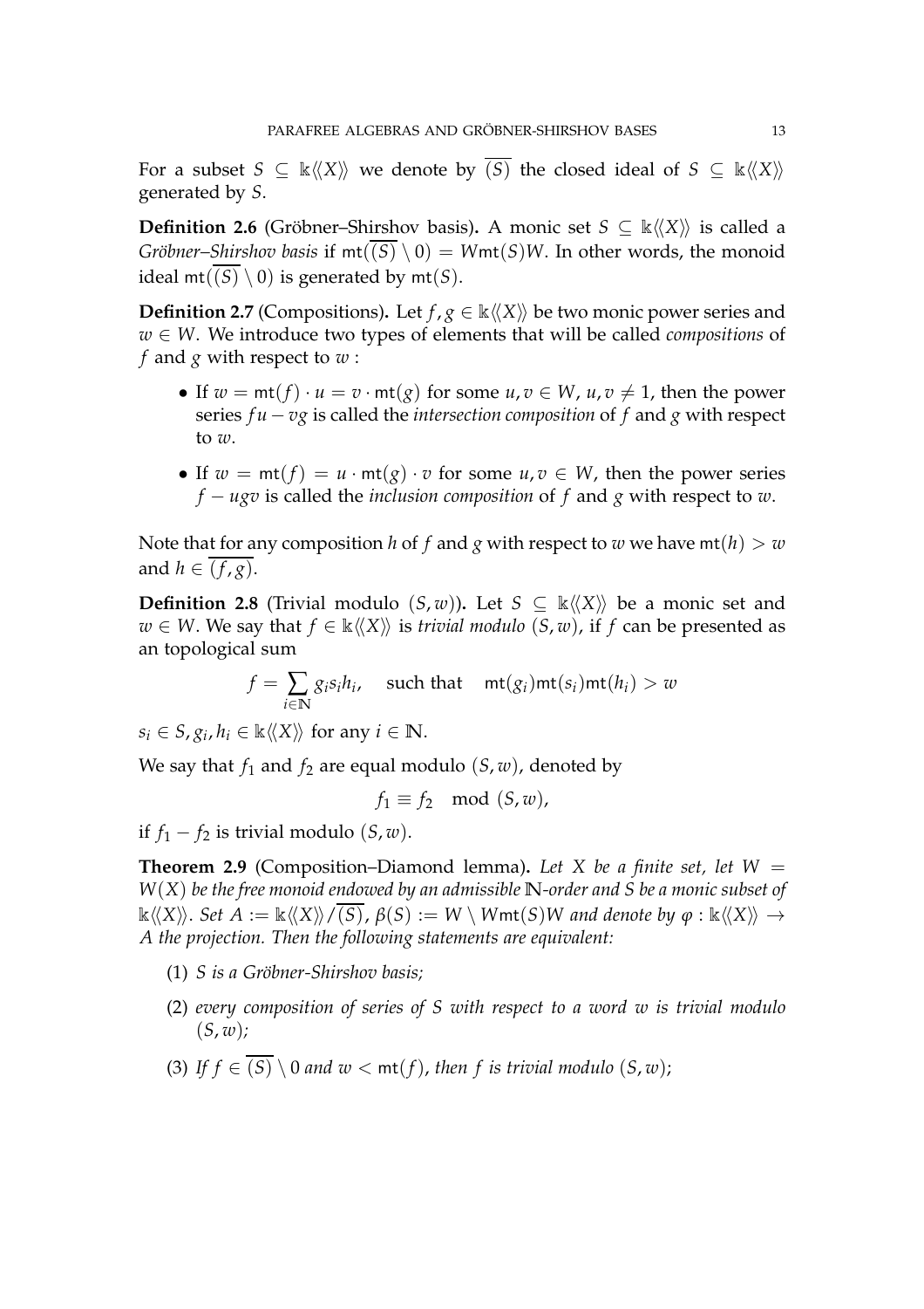For a subset $S \subseteq \Bbbk\langle\langle X\rangle\rangle$ we denote by $\overline{(S)}$ the closed ideal of $S \subseteq \Bbbk\langle\langle X\rangle\rangle$ generated by $S$.

**Definition 2.6** (Gröbner–Shirshov basis)**.** A monic set $S \subseteq \Bbbk\langle\langle X\rangle\rangle$ is called a *Gröbner–Shirshov basis* if $\mathsf{mt}(\overline{(S)} \setminus 0) = W\mathsf{mt}(S)W$. In other words, the monoid ideal $\mathsf{mt}(\overline{(S)} \setminus 0)$ is generated by $\mathsf{mt}(S)$.

**Definition 2.7** (Compositions)**.** Let $f, g \in \Bbbk\langle\langle X\rangle\rangle$ be two monic power series and $w \in W$. We introduce two types of elements that will be called *compositions* of $f$ and $g$ with respect to $w$ :

- If $w = \mathsf{mt}(f) \cdot u = v \cdot \mathsf{mt}(g)$ for some $u, v \in W$, $u, v \neq 1$, then the power series $fu - vg$ is called the *intersection composition* of $f$ and $g$ with respect to $w$.
- If $w = \mathsf{mt}(f) = u \cdot \mathsf{mt}(g) \cdot v$ for some $u, v \in W$, then the power series $f - ugv$ is called the *inclusion composition* of $f$ and $g$ with respect to $w$.

Note that for any composition $h$ of $f$ and $g$ with respect to $w$ we have $\mathsf{mt}(h) > w$ and $h \in \overline{(f, g)}$.

**Definition 2.8** (Trivial modulo $(S, w)$)**.** Let $S \subseteq \Bbbk\langle\langle X\rangle\rangle$ be a monic set and $w \in W$. We say that $f \in \Bbbk\langle\langle X\rangle\rangle$ is *trivial modulo* $(S, w)$, if $f$ can be presented as an topological sum

$$f = \sum_{i \in \mathbb{N}} g_i s_i h_i, \quad \text{such that} \quad \mathsf{mt}(g_i)\mathsf{mt}(s_i)\mathsf{mt}(h_i) > w$$

$s_i \in S, g_i, h_i \in \Bbbk\langle\langle X\rangle\rangle$ for any $i \in \mathbb{N}$.

We say that $f_1$ and $f_2$ are equal modulo $(S, w)$, denoted by

$$f_1 \equiv f_2 \mod (S, w),$$

if $f_1 - f_2$ is trivial modulo $(S, w)$.

**Theorem 2.9** (Composition–Diamond lemma)**.** *Let $X$ be a finite set, let $W = W(X)$ be the free monoid endowed by an admissible $\mathbb{N}$-order and $S$ be a monic subset of $\Bbbk\langle\langle X\rangle\rangle$. Set $A := \Bbbk\langle\langle X\rangle\rangle/\overline{(S)}$, $\beta(S) := W \setminus W\mathsf{mt}(S)W$ and denote by $\varphi : \Bbbk\langle\langle X\rangle\rangle \to A$ the projection. Then the following statements are equivalent:*

1. *$S$ is a Gröbner-Shirshov basis;*
2. *every composition of series of $S$ with respect to a word $w$ is trivial modulo $(S, w)$;*
3. *If $f \in \overline{(S)} \setminus 0$ and $w < \mathsf{mt}(f)$, then $f$ is trivial modulo $(S, w)$;*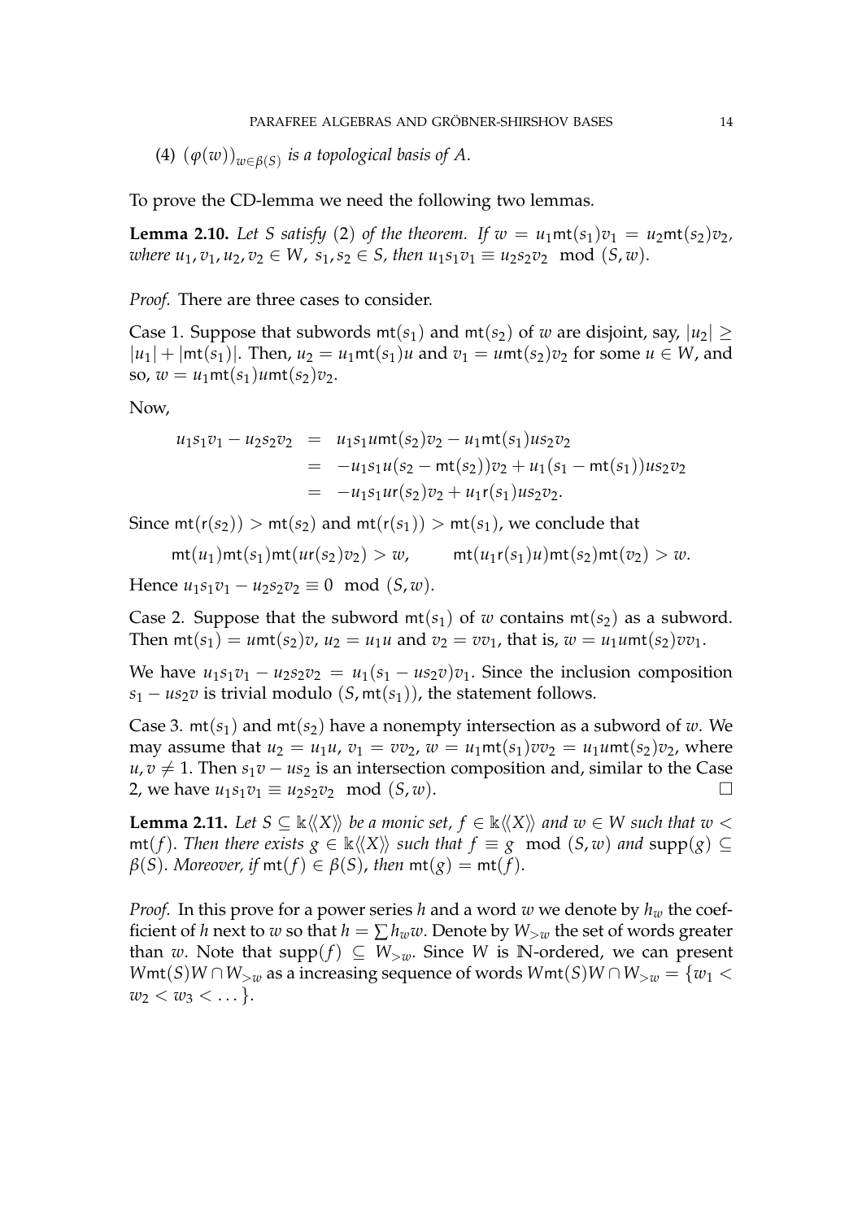(4) $(\varphi(w))_{w\in\beta(S)}$ *is a topological basis of $A$.*

To prove the CD-lemma we need the following two lemmas.

**Lemma 2.10.** *Let $S$ satisfy* (2) *of the theorem. If $w = u_1\mathsf{mt}(s_1)v_1 = u_2\mathsf{mt}(s_2)v_2$, where $u_1, v_1, u_2, v_2 \in W$, $s_1, s_2 \in S$, then $u_1s_1v_1 \equiv u_2s_2v_2 \mod (S, w)$.*

*Proof.* There are three cases to consider.

Case 1. Suppose that subwords $\mathsf{mt}(s_1)$ and $\mathsf{mt}(s_2)$ of $w$ are disjoint, say, $|u_2| \geq |u_1| + |\mathsf{mt}(s_1)|$. Then, $u_2 = u_1\mathsf{mt}(s_1)u$ and $v_1 = u\mathsf{mt}(s_2)v_2$ for some $u \in W$, and so, $w = u_1\mathsf{mt}(s_1)u\mathsf{mt}(s_2)v_2$.

Now,

$$\begin{aligned}
u_1s_1v_1 - u_2s_2v_2 &= u_1s_1u\mathsf{mt}(s_2)v_2 - u_1\mathsf{mt}(s_1)us_2v_2 \\
&= -u_1s_1u(s_2 - \mathsf{mt}(s_2))v_2 + u_1(s_1 - \mathsf{mt}(s_1))us_2v_2 \\
&= -u_1s_1u\mathsf{r}(s_2)v_2 + u_1\mathsf{r}(s_1)us_2v_2.
\end{aligned}$$

Since $\mathsf{mt}(\mathsf{r}(s_2)) > \mathsf{mt}(s_2)$ and $\mathsf{mt}(\mathsf{r}(s_1)) > \mathsf{mt}(s_1)$, we conclude that

$$\mathsf{mt}(u_1)\mathsf{mt}(s_1)\mathsf{mt}(u\mathsf{r}(s_2)v_2) > w, \qquad \mathsf{mt}(u_1\mathsf{r}(s_1)u)\mathsf{mt}(s_2)\mathsf{mt}(v_2) > w.$$

Hence $u_1s_1v_1 - u_2s_2v_2 \equiv 0 \mod (S, w)$.

Case 2. Suppose that the subword $\mathsf{mt}(s_1)$ of $w$ contains $\mathsf{mt}(s_2)$ as a subword. Then $\mathsf{mt}(s_1) = u\mathsf{mt}(s_2)v$, $u_2 = u_1u$ and $v_2 = vv_1$, that is, $w = u_1u\mathsf{mt}(s_2)vv_1$.

We have $u_1s_1v_1 - u_2s_2v_2 = u_1(s_1 - us_2v)v_1$. Since the inclusion composition $s_1 - us_2v$ is trivial modulo $(S, \mathsf{mt}(s_1))$, the statement follows.

Case 3. $\mathsf{mt}(s_1)$ and $\mathsf{mt}(s_2)$ have a nonempty intersection as a subword of $w$. We may assume that $u_2 = u_1u$, $v_1 = vv_2$, $w = u_1\mathsf{mt}(s_1)vv_2 = u_1u\mathsf{mt}(s_2)v_2$, where $u, v \neq 1$. Then $s_1v - us_2$ is an intersection composition and, similar to the Case 2, we have $u_1s_1v_1 \equiv u_2s_2v_2 \mod (S, w)$. $\square$

**Lemma 2.11.** *Let $S \subseteq \Bbbk\langle\langle X\rangle\rangle$ be a monic set, $f \in \Bbbk\langle\langle X\rangle\rangle$ and $w \in W$ such that $w < \mathsf{mt}(f)$. Then there exists $g \in \Bbbk\langle\langle X\rangle\rangle$ such that $f \equiv g \mod (S, w)$ and $\mathrm{supp}(g) \subseteq \beta(S)$. Moreover, if $\mathsf{mt}(f) \in \beta(S)$, then $\mathsf{mt}(g) = \mathsf{mt}(f)$.*

*Proof.* In this prove for a power series $h$ and a word $w$ we denote by $h_w$ the coefficient of $h$ next to $w$ so that $h = \sum h_w w$. Denote by $W_{>w}$ the set of words greater than $w$. Note that $\mathrm{supp}(f) \subseteq W_{>w}$. Since $W$ is $\mathbb{N}$-ordered, we can present $W\mathsf{mt}(S)W \cap W_{>w}$ as a increasing sequence of words $W\mathsf{mt}(S)W \cap W_{>w} = \{w_1 < w_2 < w_3 < \dots\}$.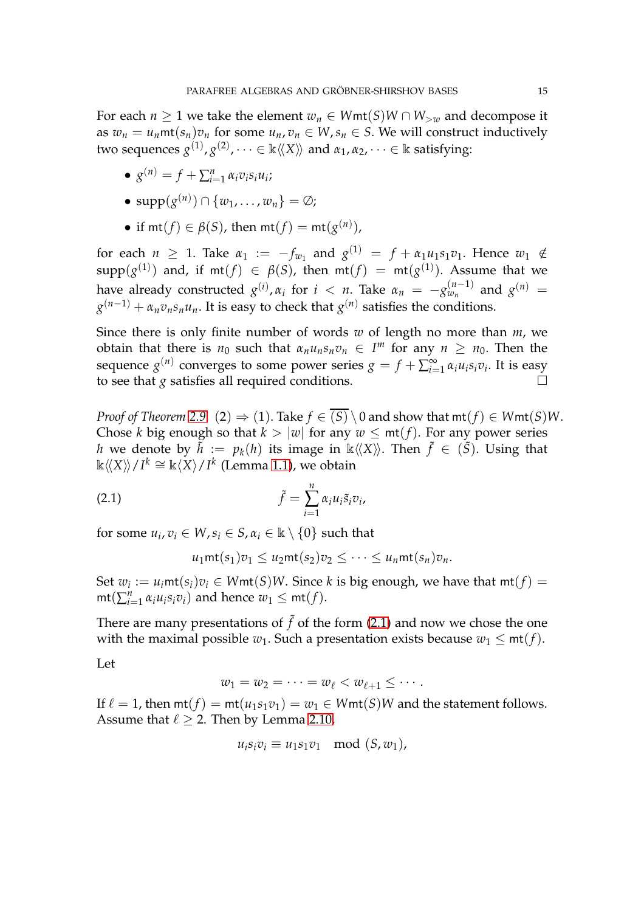For each $n \geq 1$ we take the element $w_n \in W\mathsf{mt}(S)W \cap W_{>w}$ and decompose it as $w_n = u_n \mathsf{mt}(s_n) v_n$ for some $u_n, v_n \in W, s_n \in S$. We will construct inductively two sequences $g^{(1)}, g^{(2)}, \dots \in \Bbbk\langle\langle X \rangle\rangle$ and $\alpha_1, \alpha_2, \dots \in \Bbbk$ satisfying:

- $g^{(n)} = f + \sum_{i=1}^{n} \alpha_i v_i s_i u_i$;
- $\mathrm{supp}(g^{(n)}) \cap \{w_1, \dots, w_n\} = \varnothing$;
- if $\mathsf{mt}(f) \in \beta(S)$, then $\mathsf{mt}(f) = \mathsf{mt}(g^{(n)})$,

for each $n \geq 1$. Take $\alpha_1 := -f_{w_1}$ and $g^{(1)} = f + \alpha_1 u_1 s_1 v_1$. Hence $w_1 \notin \mathrm{supp}(g^{(1)})$ and, if $\mathsf{mt}(f) \in \beta(S)$, then $\mathsf{mt}(f) = \mathsf{mt}(g^{(1)})$. Assume that we have already constructed $g^{(i)}, \alpha_i$ for $i < n$. Take $\alpha_n = -g^{(n-1)}_{w_n}$ and $g^{(n)} = g^{(n-1)} + \alpha_n v_n s_n u_n$. It is easy to check that $g^{(n)}$ satisfies the conditions.

Since there is only finite number of words $w$ of length no more than $m$, we obtain that there is $n_0$ such that $\alpha_n u_n s_n v_n \in I^m$ for any $n \geq n_0$. Then the sequence $g^{(n)}$ converges to some power series $g = f + \sum_{i=1}^{\infty} \alpha_i u_i s_i v_i$. It is easy to see that $g$ satisfies all required conditions. $\square$

*Proof of Theorem 2.9.* (2) $\Rightarrow$ (1). Take $f \in \overline{(S)} \setminus 0$ and show that $\mathsf{mt}(f) \in W\mathsf{mt}(S)W$. Chose $k$ big enough so that $k > |w|$ for any $w \leq \mathsf{mt}(f)$. For any power series $h$ we denote by $\tilde{h} := p_k(h)$ its image in $\Bbbk\langle\langle X \rangle\rangle$. Then $\tilde{f} \in (\tilde{S})$. Using that $\Bbbk\langle\langle X \rangle\rangle / I^k \cong \Bbbk\langle X \rangle / I^k$ (Lemma 1.1), we obtain

$$\tilde{f} = \sum_{i=1}^{n} \alpha_i u_i \tilde{s}_i v_i, \tag{2.1}$$

for some $u_i, v_i \in W, s_i \in S, \alpha_i \in \Bbbk \setminus \{0\}$ such that

$$u_1 \mathsf{mt}(s_1) v_1 \leq u_2 \mathsf{mt}(s_2) v_2 \leq \dots \leq u_n \mathsf{mt}(s_n) v_n.$$

Set $w_i := u_i \mathsf{mt}(s_i) v_i \in W\mathsf{mt}(S)W$. Since $k$ is big enough, we have that $\mathsf{mt}(f) = \mathsf{mt}(\sum_{i=1}^{n} \alpha_i u_i s_i v_i)$ and hence $w_1 \leq \mathsf{mt}(f)$.

There are many presentations of $\tilde{f}$ of the form (2.1) and now we chose the one with the maximal possible $w_1$. Such a presentation exists because $w_1 \leq \mathsf{mt}(f)$.

Let

$$w_1 = w_2 = \dots = w_\ell < w_{\ell+1} \leq \cdots.$$

If $\ell = 1$, then $\mathsf{mt}(f) = \mathsf{mt}(u_1 s_1 v_1) = w_1 \in W\mathsf{mt}(S)W$ and the statement follows. Assume that $\ell \geq 2$. Then by Lemma 2.10,

$$u_i s_i v_i \equiv u_1 s_1 v_1 \mod (S, w_1),$$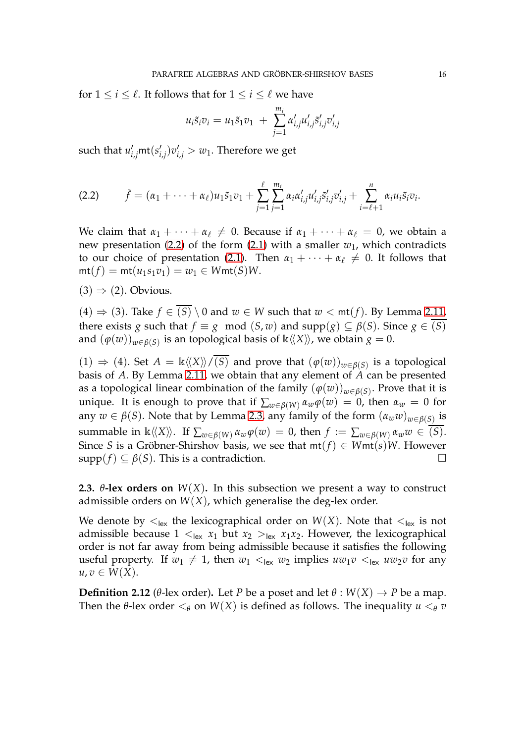for $1 \leq i \leq \ell$. It follows that for $1 \leq i \leq \ell$ we have

$$u_i \tilde{s}_i v_i = u_1 \tilde{s}_1 v_1 \; + \; \sum_{j=1}^{m_i} \alpha'_{i,j} u'_{i,j} \tilde{s}'_{i,j} v'_{i,j}$$

such that $u'_{i,j} \mathsf{mt}(s'_{i,j}) v'_{i,j} > w_1$. Therefore we get

$$\tilde{f} = (\alpha_1 + \cdots + \alpha_\ell) u_1 \tilde{s}_1 v_1 + \sum_{j=1}^{\ell} \sum_{j=1}^{m_i} \alpha_i \alpha'_{i,j} u'_{i,j} \tilde{s}'_{i,j} v'_{i,j} + \sum_{i=\ell+1}^{n} \alpha_i u_i \tilde{s}_i v_i. \tag{2.2}$$

We claim that $\alpha_1 + \cdots + \alpha_\ell \neq 0$. Because if $\alpha_1 + \cdots + \alpha_\ell = 0$, we obtain a new presentation (2.2) of the form (2.1) with a smaller $w_1$, which contradicts to our choice of presentation (2.1). Then $\alpha_1 + \cdots + \alpha_\ell \neq 0$. It follows that $\mathsf{mt}(f) = \mathsf{mt}(u_1 s_1 v_1) = w_1 \in W\mathsf{mt}(S)W$.

(3) $\Rightarrow$ (2). Obvious.

(4) $\Rightarrow$ (3). Take $f \in \overline{(S)} \setminus 0$ and $w \in W$ such that $w < \mathsf{mt}(f)$. By Lemma 2.11, there exists $g$ such that $f \equiv g \mod (S, w)$ and $\mathsf{supp}(g) \subseteq \beta(S)$. Since $g \in \overline{(S)}$ and $(\varphi(w))_{w \in \beta(S)}$ is an topological basis of $\Bbbk\langle\langle X \rangle\rangle$, we obtain $g = 0$.

(1) $\Rightarrow$ (4). Set $A = \Bbbk\langle\langle X \rangle\rangle / \overline{(S)}$ and prove that $(\varphi(w))_{w \in \beta(S)}$ is a topological basis of $A$. By Lemma 2.11, we obtain that any element of $A$ can be presented as a topological linear combination of the family $(\varphi(w))_{w \in \beta(S)}$. Prove that it is unique. It is enough to prove that if $\sum_{w \in \beta(W)} \alpha_w \varphi(w) = 0$, then $\alpha_w = 0$ for any $w \in \beta(S)$. Note that by Lemma 2.3, any family of the form $(\alpha_w w)_{w \in \beta(S)}$ is summable in $\Bbbk\langle\langle X \rangle\rangle$. If $\sum_{w \in \beta(W)} \alpha_w \varphi(w) = 0$, then $f := \sum_{w \in \beta(W)} \alpha_w w \in \overline{(S)}$. Since $S$ is a Gröbner-Shirshov basis, we see that $\mathsf{mt}(f) \in W\mathsf{mt}(s)W$. However $\mathsf{supp}(f) \subseteq \beta(S)$. This is a contradiction. $\square$

**2.3. $\theta$-lex orders on $W(X)$.** In this subsection we present a way to construct admissible orders on $W(X)$, which generalise the deg-lex order.

We denote by $<_{\mathsf{lex}}$ the lexicographical order on $W(X)$. Note that $<_{\mathsf{lex}}$ is not admissible because $1 <_{\mathsf{lex}} x_1$ but $x_2 >_{\mathsf{lex}} x_1 x_2$. However, the lexicographical order is not far away from being admissible because it satisfies the following useful property. If $w_1 \neq 1$, then $w_1 <_{\mathsf{lex}} w_2$ implies $u w_1 v <_{\mathsf{lex}} u w_2 v$ for any $u, v \in W(X)$.

**Definition 2.12** ($\theta$-lex order)**.** Let $P$ be a poset and let $\theta : W(X) \to P$ be a map. Then the $\theta$-lex order $<_\theta$ on $W(X)$ is defined as follows. The inequality $u <_\theta v$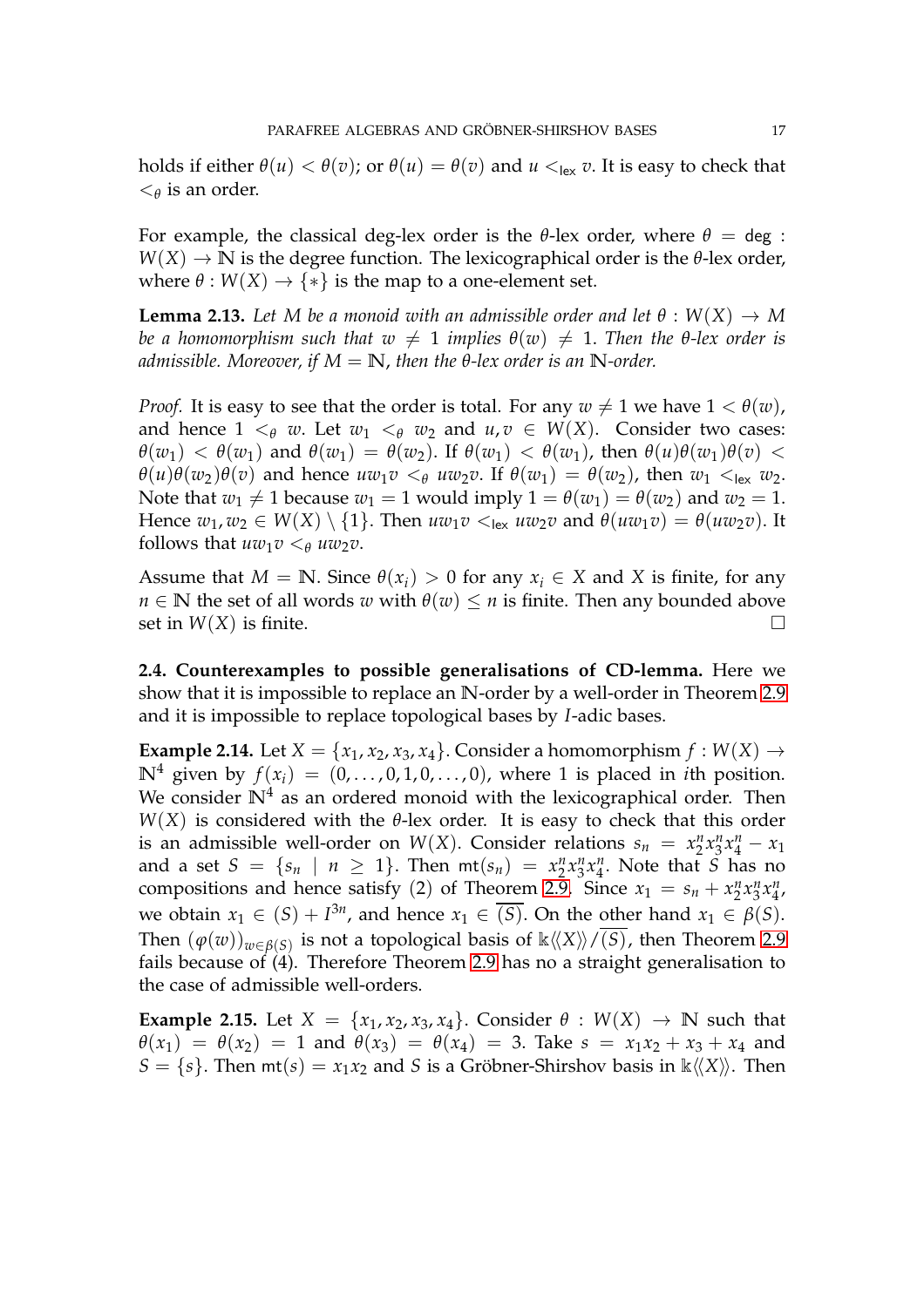holds if either $\theta(u) < \theta(v)$; or $\theta(u) = \theta(v)$ and $u <_{\mathsf{lex}} v$. It is easy to check that $<_\theta$ is an order.

For example, the classical deg-lex order is the $\theta$-lex order, where $\theta = \mathsf{deg} : W(X) \to \mathbb{N}$ is the degree function. The lexicographical order is the $\theta$-lex order, where $\theta : W(X) \to \{*\}$ is the map to a one-element set.

**Lemma 2.13.** *Let $M$ be a monoid with an admissible order and let $\theta : W(X) \to M$ be a homomorphism such that $w \neq 1$ implies $\theta(w) \neq 1$. Then the $\theta$-lex order is admissible. Moreover, if $M = \mathbb{N}$, then the $\theta$-lex order is an $\mathbb{N}$-order.*

*Proof.* It is easy to see that the order is total. For any $w \neq 1$ we have $1 < \theta(w)$, and hence $1 <_\theta w$. Let $w_1 <_\theta w_2$ and $u, v \in W(X)$. Consider two cases: $\theta(w_1) < \theta(w_1)$ and $\theta(w_1) = \theta(w_2)$. If $\theta(w_1) < \theta(w_1)$, then $\theta(u)\theta(w_1)\theta(v) < \theta(u)\theta(w_2)\theta(v)$ and hence $uw_1v <_\theta uw_2v$. If $\theta(w_1) = \theta(w_2)$, then $w_1 <_{\mathsf{lex}} w_2$. Note that $w_1 \neq 1$ because $w_1 = 1$ would imply $1 = \theta(w_1) = \theta(w_2)$ and $w_2 = 1$. Hence $w_1, w_2 \in W(X) \setminus \{1\}$. Then $uw_1v <_{\mathsf{lex}} uw_2v$ and $\theta(uw_1v) = \theta(uw_2v)$. It follows that $uw_1v <_\theta uw_2v$.

Assume that $M = \mathbb{N}$. Since $\theta(x_i) > 0$ for any $x_i \in X$ and $X$ is finite, for any $n \in \mathbb{N}$ the set of all words $w$ with $\theta(w) \leq n$ is finite. Then any bounded above set in $W(X)$ is finite. □

**2.4. Counterexamples to possible generalisations of CD-lemma.** Here we show that it is impossible to replace an $\mathbb{N}$-order by a well-order in Theorem 2.9 and it is impossible to replace topological bases by $I$-adic bases.

**Example 2.14.** Let $X = \{x_1, x_2, x_3, x_4\}$. Consider a homomorphism $f : W(X) \to \mathbb{N}^4$ given by $f(x_i) = (0, \dots, 0, 1, 0, \dots, 0)$, where 1 is placed in $i$th position. We consider $\mathbb{N}^4$ as an ordered monoid with the lexicographical order. Then $W(X)$ is considered with the $\theta$-lex order. It is easy to check that this order is an admissible well-order on $W(X)$. Consider relations $s_n = x_2^n x_3^n x_4^n - x_1$ and a set $S = \{s_n \mid n \geq 1\}$. Then $\mathsf{mt}(s_n) = x_2^n x_3^n x_4^n$. Note that $S$ has no compositions and hence satisfy (2) of Theorem 2.9. Since $x_1 = s_n + x_2^n x_3^n x_4^n$, we obtain $x_1 \in (S) + I^{3n}$, and hence $x_1 \in \overline{(S)}$. On the other hand $x_1 \in \beta(S)$. Then $(\varphi(w))_{w \in \beta(S)}$ is not a topological basis of $\Bbbk\langle\langle X \rangle\rangle / \overline{(S)}$, then Theorem 2.9 fails because of (4). Therefore Theorem 2.9 has no a straight generalisation to the case of admissible well-orders.

**Example 2.15.** Let $X = \{x_1, x_2, x_3, x_4\}$. Consider $\theta : W(X) \to \mathbb{N}$ such that $\theta(x_1) = \theta(x_2) = 1$ and $\theta(x_3) = \theta(x_4) = 3$. Take $s = x_1x_2 + x_3 + x_4$ and $S = \{s\}$. Then $\mathsf{mt}(s) = x_1x_2$ and $S$ is a Gröbner-Shirshov basis in $\Bbbk\langle\langle X \rangle\rangle$. Then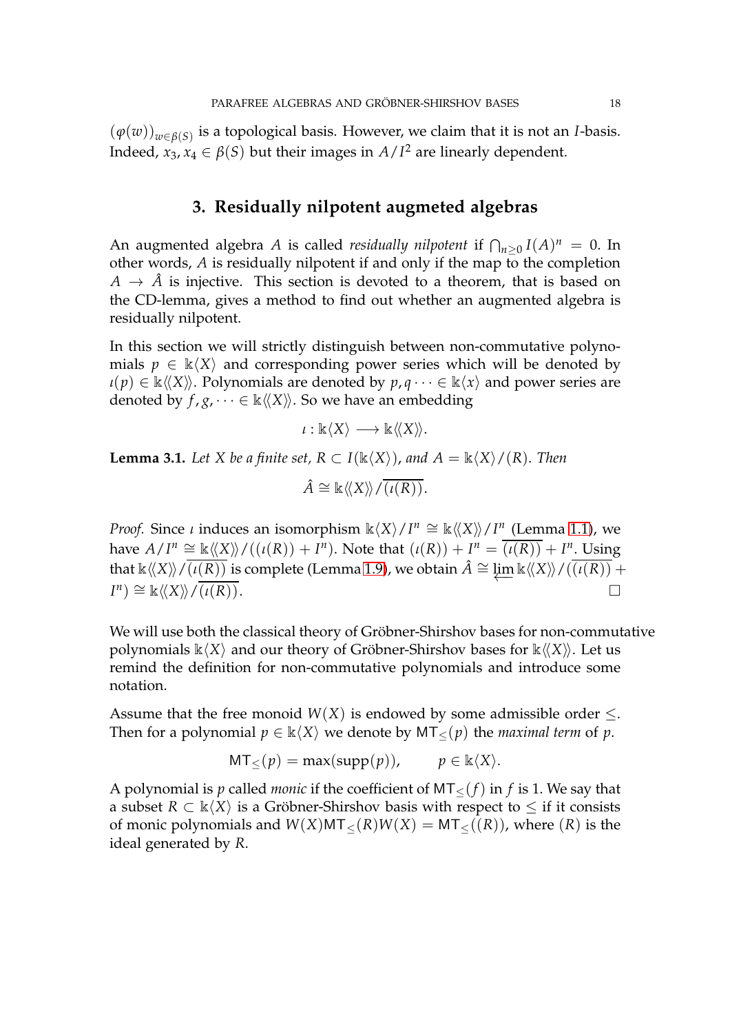$(\varphi(w))_{w\in\beta(S)}$ is a topological basis. However, we claim that it is not an $I$-basis. Indeed, $x_3, x_4 \in \beta(S)$ but their images in $A/I^2$ are linearly dependent.

## 3. Residually nilpotent augmeted algebras

An augmented algebra $A$ is called *residually nilpotent* if $\bigcap_{n\geq 0} I(A)^n = 0$. In other words, $A$ is residually nilpotent if and only if the map to the completion $A \to \hat{A}$ is injective. This section is devoted to a theorem, that is based on the CD-lemma, gives a method to find out whether an augmented algebra is residually nilpotent.

In this section we will strictly distinguish between non-commutative polynomials $p \in \Bbbk\langle X\rangle$ and corresponding power series which will be denoted by $\iota(p) \in \Bbbk\langle\langle X\rangle\rangle$. Polynomials are denoted by $p, q \cdots \in \Bbbk\langle x\rangle$ and power series are denoted by $f, g, \dots \in \Bbbk\langle\langle X\rangle\rangle$. So we have an embedding

$$\iota : \Bbbk\langle X\rangle \longrightarrow \Bbbk\langle\langle X\rangle\rangle.$$

**Lemma 3.1.** *Let $X$ be a finite set, $R \subset I(\Bbbk\langle X\rangle)$, and $A = \Bbbk\langle X\rangle/(R)$. Then*

$$\hat{A} \cong \Bbbk\langle\langle X\rangle\rangle/\overline{(\iota(R))}.$$

*Proof.* Since $\iota$ induces an isomorphism $\Bbbk\langle X\rangle/I^n \cong \Bbbk\langle\langle X\rangle\rangle/I^n$ (Lemma 1.1), we have $A/I^n \cong \Bbbk\langle\langle X\rangle\rangle/((\iota(R)) + I^n)$. Note that $(\iota(R)) + I^n = \overline{(\iota(R))} + I^n$. Using that $\Bbbk\langle\langle X\rangle\rangle/\overline{(\iota(R))}$ is complete (Lemma 1.9), we obtain $\hat{A} \cong \varprojlim \Bbbk\langle\langle X\rangle\rangle/(\overline{(\iota(R))} + I^n) \cong \Bbbk\langle\langle X\rangle\rangle/\overline{(\iota(R))}$. □

We will use both the classical theory of Gröbner-Shirshov bases for non-commutative polynomials $\Bbbk\langle X\rangle$ and our theory of Gröbner-Shirshov bases for $\Bbbk\langle\langle X\rangle\rangle$. Let us remind the definition for non-commutative polynomials and introduce some notation.

Assume that the free monoid $W(X)$ is endowed by some admissible order $\leq$. Then for a polynomial $p \in \Bbbk\langle X\rangle$ we denote by $\mathsf{MT}_{\leq}(p)$ the *maximal term* of $p$.

$$\mathsf{MT}_{\leq}(p) = \max(\mathrm{supp}(p)), \qquad p \in \Bbbk\langle X\rangle.$$

A polynomial is $p$ called *monic* if the coefficient of $\mathsf{MT}_{\leq}(f)$ in $f$ is 1. We say that a subset $R \subset \Bbbk\langle X\rangle$ is a Gröbner-Shirshov basis with respect to $\leq$ if it consists of monic polynomials and $W(X)\mathsf{MT}_{\leq}(R)W(X) = \mathsf{MT}_{\leq}((R))$, where $(R)$ is the ideal generated by $R$.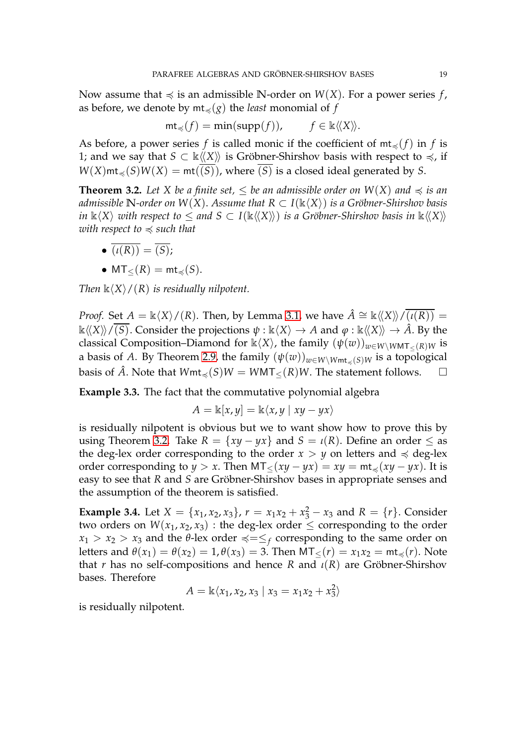Now assume that $\preccurlyeq$ is an admissible $\mathbb{N}$-order on $W(X)$. For a power series $f$, as before, we denote by $\mathsf{mt}_{\preccurlyeq}(g)$ the *least* monomial of $f$

$$\mathsf{mt}_{\preccurlyeq}(f) = \min(\operatorname{supp}(f)), \qquad f \in \Bbbk\langle\langle X\rangle\rangle.$$

As before, a power series $f$ is called monic if the coefficient of $\mathsf{mt}_{\preccurlyeq}(f)$ in $f$ is 1; and we say that $S \subset \Bbbk\langle\langle X\rangle\rangle$ is Gröbner-Shirshov basis with respect to $\preccurlyeq$, if $W(X)\mathsf{mt}_{\preccurlyeq}(S)W(X) = \mathsf{mt}(\overline{(S)})$, where $\overline{(S)}$ is a closed ideal generated by $S$.

**Theorem 3.2.** *Let $X$ be a finite set, $\leq$ be an admissible order on $W(X)$ and $\preccurlyeq$ is an admissible $\mathbb{N}$-order on $W(X)$. Assume that $R \subset I(\Bbbk\langle X\rangle)$ is a Gröbner-Shirshov basis in $\Bbbk\langle X\rangle$ with respect to $\leq$ and $S \subset I(\Bbbk\langle\langle X\rangle\rangle)$ is a Gröbner-Shirshov basis in $\Bbbk\langle\langle X\rangle\rangle$ with respect to $\preccurlyeq$ such that*

- $\overline{(\iota(R))} = \overline{(S)}$;
- $\mathsf{MT}_{\leq}(R) = \mathsf{mt}_{\preccurlyeq}(S)$.

*Then $\Bbbk\langle X\rangle/(R)$ is residually nilpotent.*

*Proof.* Set $A = \Bbbk\langle X\rangle/(R)$. Then, by Lemma 3.1 we have $\hat{A} \cong \Bbbk\langle\langle X\rangle\rangle/\overline{(\iota(R))} = \Bbbk\langle\langle X\rangle\rangle/\overline{(S)}$. Consider the projections $\psi : \Bbbk\langle X\rangle \to A$ and $\varphi : \Bbbk\langle\langle X\rangle\rangle \to \hat{A}$. By the classical Composition–Diamond for $\Bbbk\langle X\rangle$, the family $(\psi(w))_{w\in W\setminus W\mathsf{MT}_{\leq}(R)W}$ is a basis of $A$. By Theorem 2.9, the family $(\psi(w))_{w\in W\setminus W\mathsf{mt}_{\preccurlyeq}(S)W}$ is a topological basis of $\hat{A}$. Note that $W\mathsf{mt}_{\preccurlyeq}(S)W = W\mathsf{MT}_{\leq}(R)W$. The statement follows. $\square$

**Example 3.3.** The fact that the commutative polynomial algebra

$$A = \Bbbk[x,y] = \Bbbk\langle x,y \mid xy - yx\rangle$$

is residually nilpotent is obvious but we to want show how to prove this by using Theorem 3.2. Take $R = \{xy - yx\}$ and $S = \iota(R)$. Define an order $\leq$ as the deg-lex order corresponding to the order $x > y$ on letters and $\preccurlyeq$ deg-lex order corresponding to $y > x$. Then $\mathsf{MT}_{\leq}(xy - yx) = xy = \mathsf{mt}_{\preccurlyeq}(xy - yx)$. It is easy to see that $R$ and $S$ are Gröbner-Shirshov bases in appropriate senses and the assumption of the theorem is satisfied.

**Example 3.4.** Let $X = \{x_1, x_2, x_3\}$, $r = x_1x_2 + x_3^2 - x_3$ and $R = \{r\}$. Consider two orders on $W(x_1, x_2, x_3)$ : the deg-lex order $\leq$ corresponding to the order $x_1 > x_2 > x_3$ and the $\theta$-lex order $\preccurlyeq = \leq_f$ corresponding to the same order on letters and $\theta(x_1) = \theta(x_2) = 1, \theta(x_3) = 3$. Then $\mathsf{MT}_{\leq}(r) = x_1x_2 = \mathsf{mt}_{\preccurlyeq}(r)$. Note that $r$ has no self-compositions and hence $R$ and $\iota(R)$ are Gröbner-Shirshov bases. Therefore

$$A = \Bbbk\langle x_1, x_2, x_3 \mid x_3 = x_1x_2 + x_3^2\rangle$$

is residually nilpotent.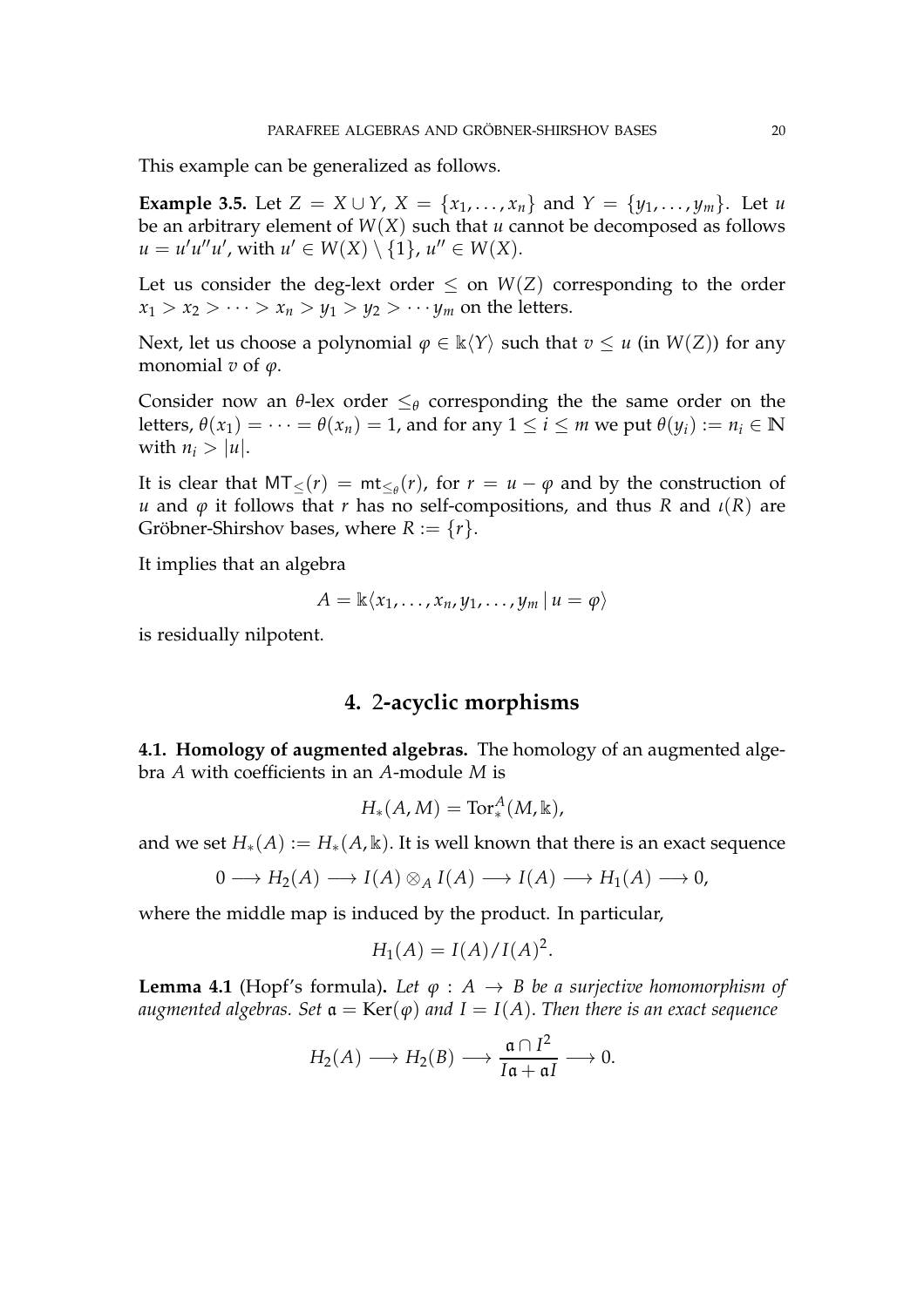This example can be generalized as follows.

**Example 3.5.** Let $Z = X \cup Y$, $X = \{x_1, \dots, x_n\}$ and $Y = \{y_1, \dots, y_m\}$. Let $u$ be an arbitrary element of $W(X)$ such that $u$ cannot be decomposed as follows $u = u'u''u'$, with $u' \in W(X) \setminus \{1\}$, $u'' \in W(X)$.

Let us consider the deg-lext order $\leq$ on $W(Z)$ corresponding to the order $x_1 > x_2 > \cdots > x_n > y_1 > y_2 > \cdots y_m$ on the letters.

Next, let us choose a polynomial $\varphi \in \Bbbk\langle Y \rangle$ such that $v \leq u$ (in $W(Z)$) for any monomial $v$ of $\varphi$.

Consider now an $\theta$-lex order $\leq_\theta$ corresponding the the same order on the letters, $\theta(x_1) = \cdots = \theta(x_n) = 1$, and for any $1 \leq i \leq m$ we put $\theta(y_i) := n_i \in \mathbb{N}$ with $n_i > |u|$.

It is clear that $\mathsf{MT}_{\leq}(r) = \mathsf{mt}_{\leq_\theta}(r)$, for $r = u - \varphi$ and by the construction of $u$ and $\varphi$ it follows that $r$ has no self-compositions, and thus $R$ and $\iota(R)$ are Gröbner-Shirshov bases, where $R := \{r\}$.

It implies that an algebra

$$A = \Bbbk\langle x_1, \dots, x_n, y_1, \dots, y_m \,|\, u = \varphi \rangle$$

is residually nilpotent.

## 4. 2-acyclic morphisms

**4.1. Homology of augmented algebras.** The homology of an augmented algebra $A$ with coefficients in an $A$-module $M$ is

$$H_*(A, M) = \mathrm{Tor}_*^A(M, \Bbbk),$$

and we set $H_*(A) := H_*(A, \Bbbk)$. It is well known that there is an exact sequence

$$0 \longrightarrow H_2(A) \longrightarrow I(A) \otimes_A I(A) \longrightarrow I(A) \longrightarrow H_1(A) \longrightarrow 0,$$

where the middle map is induced by the product. In particular,

$$H_1(A) = I(A)/I(A)^2.$$

**Lemma 4.1** (Hopf's formula)**.** *Let $\varphi : A \to B$ be a surjective homomorphism of augmented algebras. Set $\mathfrak{a} = \mathrm{Ker}(\varphi)$ and $I = I(A)$. Then there is an exact sequence*

$$H_2(A) \longrightarrow H_2(B) \longrightarrow \frac{\mathfrak{a} \cap I^2}{I\mathfrak{a} + \mathfrak{a}I} \longrightarrow 0.$$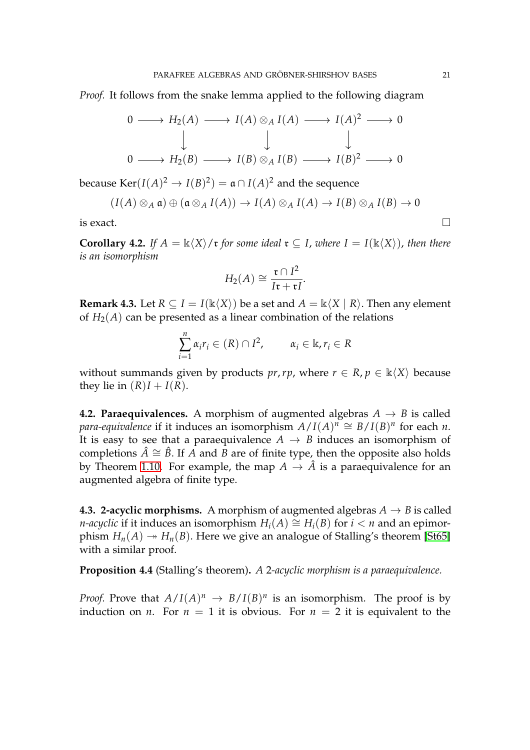*Proof.* It follows from the snake lemma applied to the following diagram

$$\begin{array}{ccccccccc} 0 & \longrightarrow & H_2(A) & \longrightarrow & I(A)\otimes_A I(A) & \longrightarrow & I(A)^2 & \longrightarrow & 0 \\ & & \downarrow & & \downarrow & & \downarrow & & \\ 0 & \longrightarrow & H_2(B) & \longrightarrow & I(B)\otimes_A I(B) & \longrightarrow & I(B)^2 & \longrightarrow & 0 \end{array}$$

because $\mathrm{Ker}(I(A)^2 \to I(B)^2) = \mathfrak{a} \cap I(A)^2$ and the sequence

$$(I(A) \otimes_A \mathfrak{a}) \oplus (\mathfrak{a} \otimes_A I(A)) \to I(A) \otimes_A I(A) \to I(B) \otimes_A I(B) \to 0$$

is exact. $\square$

**Corollary 4.2.** *If $A = \Bbbk\langle X \rangle / \mathfrak{r}$ for some ideal $\mathfrak{r} \subseteq I$, where $I = I(\Bbbk\langle X \rangle)$, then there is an isomorphism*

$$H_2(A) \cong \frac{\mathfrak{r} \cap I^2}{I\mathfrak{r} + \mathfrak{r}I}.$$

**Remark 4.3.** Let $R \subseteq I = I(\Bbbk\langle X \rangle)$ be a set and $A = \Bbbk\langle X \mid R \rangle$. Then any element of $H_2(A)$ can be presented as a linear combination of the relations

$$\sum_{i=1}^{n} \alpha_i r_i \in (R) \cap I^2, \qquad \alpha_i \in \Bbbk, r_i \in R$$

without summands given by products $pr, rp$, where $r \in R, p \in \Bbbk\langle X \rangle$ because they lie in $(R)I + I(R)$.

**4.2. Paraequivalences.** A morphism of augmented algebras $A \to B$ is called *para-equivalence* if it induces an isomorphism $A/I(A)^n \cong B/I(B)^n$ for each $n$. It is easy to see that a paraequivalence $A \to B$ induces an isomorphism of completions $\hat{A} \cong \hat{B}$. If $A$ and $B$ are of finite type, then the opposite also holds by Theorem 1.10. For example, the map $A \to \hat{A}$ is a paraequivalence for an augmented algebra of finite type.

**4.3. 2-acyclic morphisms.** A morphism of augmented algebras $A \to B$ is called *$n$-acyclic* if it induces an isomorphism $H_i(A) \cong H_i(B)$ for $i < n$ and an epimorphism $H_n(A) \twoheadrightarrow H_n(B)$. Here we give an analogue of Stalling's theorem [St65] with a similar proof.

**Proposition 4.4** (Stalling's theorem)**.** *A 2-acyclic morphism is a paraequivalence.*

*Proof.* Prove that $A/I(A)^n \to B/I(B)^n$ is an isomorphism. The proof is by induction on $n$. For $n = 1$ it is obvious. For $n = 2$ it is equivalent to the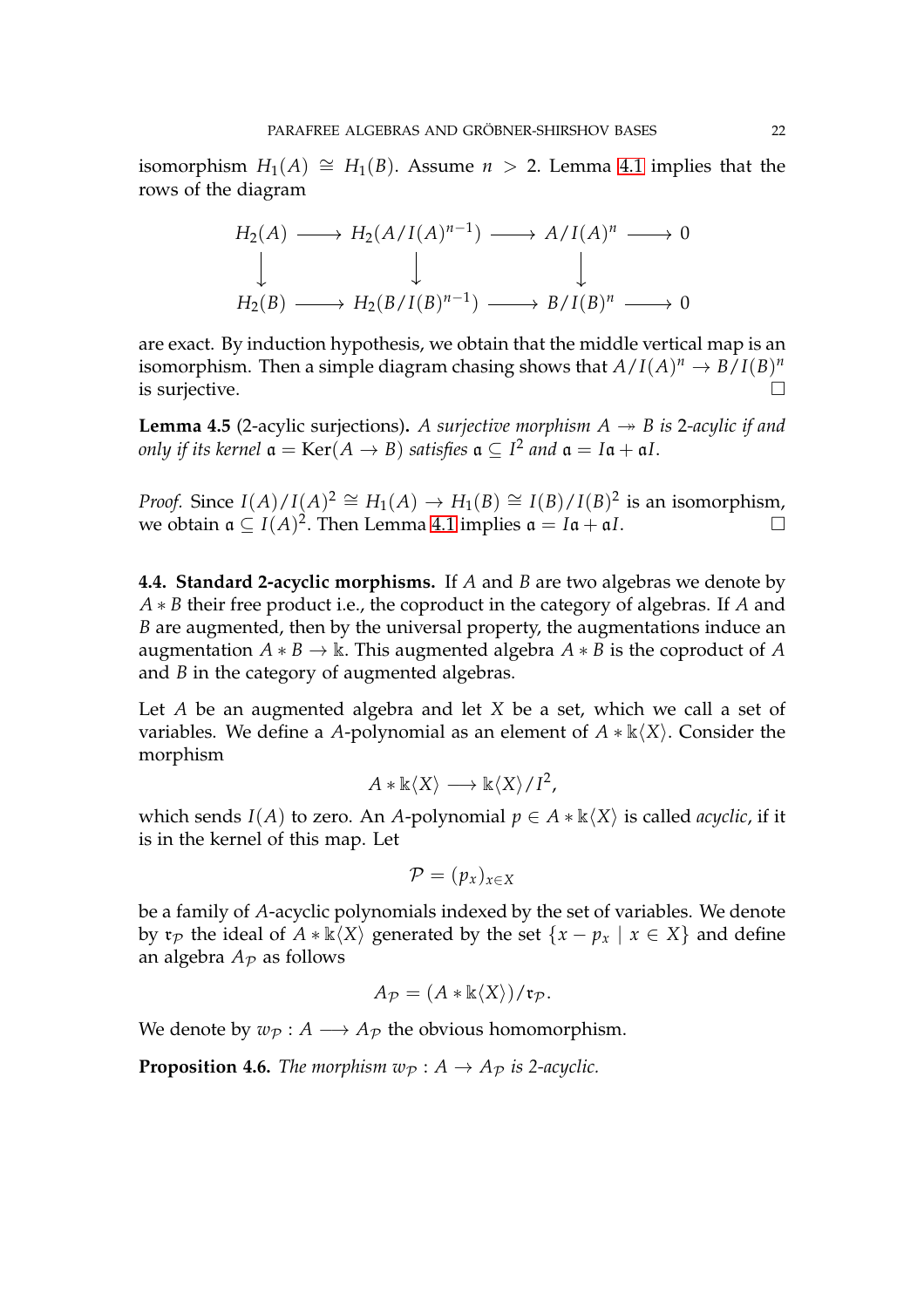isomorphism $H_1(A) \cong H_1(B)$. Assume $n > 2$. Lemma 4.1 implies that the rows of the diagram

$$
\begin{array}{ccccccc}
H_2(A) & \longrightarrow & H_2(A/I(A)^{n-1}) & \longrightarrow & A/I(A)^n & \longrightarrow & 0 \\
\downarrow & & \downarrow & & \downarrow & & \\
H_2(B) & \longrightarrow & H_2(B/I(B)^{n-1}) & \longrightarrow & B/I(B)^n & \longrightarrow & 0
\end{array}
$$

are exact. By induction hypothesis, we obtain that the middle vertical map is an isomorphism. Then a simple diagram chasing shows that $A/I(A)^n \to B/I(B)^n$ is surjective. $\square$

**Lemma 4.5** (2-acylic surjections)**.** *A surjective morphism $A \twoheadrightarrow B$ is 2-acylic if and only if its kernel $\mathfrak{a} = \mathrm{Ker}(A \to B)$ satisfies $\mathfrak{a} \subseteq I^2$ and $\mathfrak{a} = I\mathfrak{a} + \mathfrak{a}I$.*

*Proof.* Since $I(A)/I(A)^2 \cong H_1(A) \to H_1(B) \cong I(B)/I(B)^2$ is an isomorphism, we obtain $\mathfrak{a} \subseteq I(A)^2$. Then Lemma 4.1 implies $\mathfrak{a} = I\mathfrak{a} + \mathfrak{a}I$. $\square$

**4.4. Standard 2-acyclic morphisms.** If $A$ and $B$ are two algebras we denote by $A * B$ their free product i.e., the coproduct in the category of algebras. If $A$ and $B$ are augmented, then by the universal property, the augmentations induce an augmentation $A * B \to \Bbbk$. This augmented algebra $A * B$ is the coproduct of $A$ and $B$ in the category of augmented algebras.

Let $A$ be an augmented algebra and let $X$ be a set, which we call a set of variables. We define a $A$-polynomial as an element of $A * \Bbbk\langle X\rangle$. Consider the morphism

$$A * \Bbbk\langle X\rangle \longrightarrow \Bbbk\langle X\rangle/I^2,$$

which sends $I(A)$ to zero. An $A$-polynomial $p \in A * \Bbbk\langle X\rangle$ is called *acyclic*, if it is in the kernel of this map. Let

$$\mathcal{P} = (p_x)_{x \in X}$$

be a family of $A$-acyclic polynomials indexed by the set of variables. We denote by $\mathfrak{r}_{\mathcal{P}}$ the ideal of $A * \Bbbk\langle X\rangle$ generated by the set $\{x - p_x \mid x \in X\}$ and define an algebra $A_{\mathcal{P}}$ as follows

$$A_{\mathcal{P}} = (A * \Bbbk\langle X\rangle)/\mathfrak{r}_{\mathcal{P}}.$$

We denote by $w_{\mathcal{P}} : A \longrightarrow A_{\mathcal{P}}$ the obvious homomorphism.

**Proposition 4.6.** *The morphism $w_{\mathcal{P}} : A \to A_{\mathcal{P}}$ is 2-acyclic.*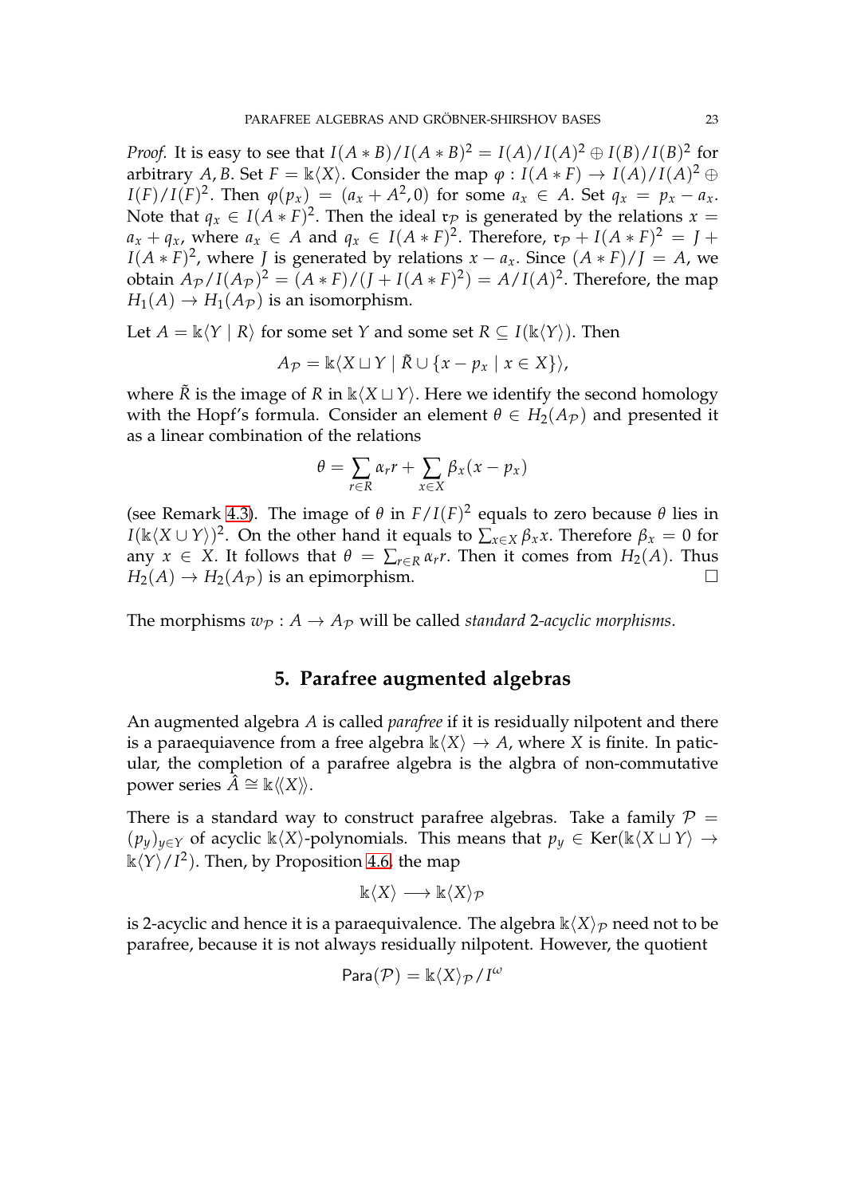*Proof.* It is easy to see that $I(A*B)/I(A*B)^2 = I(A)/I(A)^2 \oplus I(B)/I(B)^2$ for arbitrary $A, B$. Set $F = \Bbbk\langle X\rangle$. Consider the map $\varphi : I(A*F) \to I(A)/I(A)^2 \oplus I(F)/I(F)^2$. Then $\varphi(p_x) = (a_x + A^2, 0)$ for some $a_x \in A$. Set $q_x = p_x - a_x$. Note that $q_x \in I(A*F)^2$. Then the ideal $\mathfrak{r}_{\mathcal{P}}$ is generated by the relations $x = a_x + q_x$, where $a_x \in A$ and $q_x \in I(A*F)^2$. Therefore, $\mathfrak{r}_{\mathcal{P}} + I(A*F)^2 = J + I(A*F)^2$, where $J$ is generated by relations $x - a_x$. Since $(A*F)/J = A$, we obtain $A_{\mathcal{P}}/I(A_{\mathcal{P}})^2 = (A*F)/(J + I(A*F)^2) = A/I(A)^2$. Therefore, the map $H_1(A) \to H_1(A_{\mathcal{P}})$ is an isomorphism.

Let $A = \Bbbk\langle Y \mid R\rangle$ for some set $Y$ and some set $R \subseteq I(\Bbbk\langle Y\rangle)$. Then

$$A_{\mathcal{P}} = \Bbbk\langle X \sqcup Y \mid \tilde{R} \cup \{x - p_x \mid x \in X\}\rangle,$$

where $\tilde{R}$ is the image of $R$ in $\Bbbk\langle X \sqcup Y\rangle$. Here we identify the second homology with the Hopf's formula. Consider an element $\theta \in H_2(A_{\mathcal{P}})$ and presented it as a linear combination of the relations

$$\theta = \sum_{r\in R} \alpha_r r + \sum_{x\in X} \beta_x (x - p_x)$$

(see Remark 4.3). The image of $\theta$ in $F/I(F)^2$ equals to zero because $\theta$ lies in $I(\Bbbk\langle X \cup Y\rangle)^2$. On the other hand it equals to $\sum_{x\in X} \beta_x x$. Therefore $\beta_x = 0$ for any $x \in X$. It follows that $\theta = \sum_{r\in R} \alpha_r r$. Then it comes from $H_2(A)$. Thus $H_2(A) \to H_2(A_{\mathcal{P}})$ is an epimorphism. □

The morphisms $w_{\mathcal{P}} : A \to A_{\mathcal{P}}$ will be called *standard 2-acyclic morphisms*.

## 5. Parafree augmented algebras

An augmented algebra $A$ is called *parafree* if it is residually nilpotent and there is a paraequiavence from a free algebra $\Bbbk\langle X\rangle \to A$, where $X$ is finite. In paticular, the completion of a parafree algebra is the algbra of non-commutative power series $\hat{A} \cong \Bbbk\langle\langle X\rangle\rangle$.

There is a standard way to construct parafree algebras. Take a family $\mathcal{P} = (p_y)_{y\in Y}$ of acyclic $\Bbbk\langle X\rangle$-polynomials. This means that $p_y \in \operatorname{Ker}(\Bbbk\langle X \sqcup Y\rangle \to \Bbbk\langle Y\rangle/I^2)$. Then, by Proposition 4.6, the map

$$\Bbbk\langle X\rangle \longrightarrow \Bbbk\langle X\rangle_{\mathcal{P}}$$

is 2-acyclic and hence it is a paraequivalence. The algebra $\Bbbk\langle X\rangle_{\mathcal{P}}$ need not to be parafree, because it is not always residually nilpotent. However, the quotient

$$\mathsf{Para}(\mathcal{P}) = \Bbbk\langle X\rangle_{\mathcal{P}}/I^{\omega}$$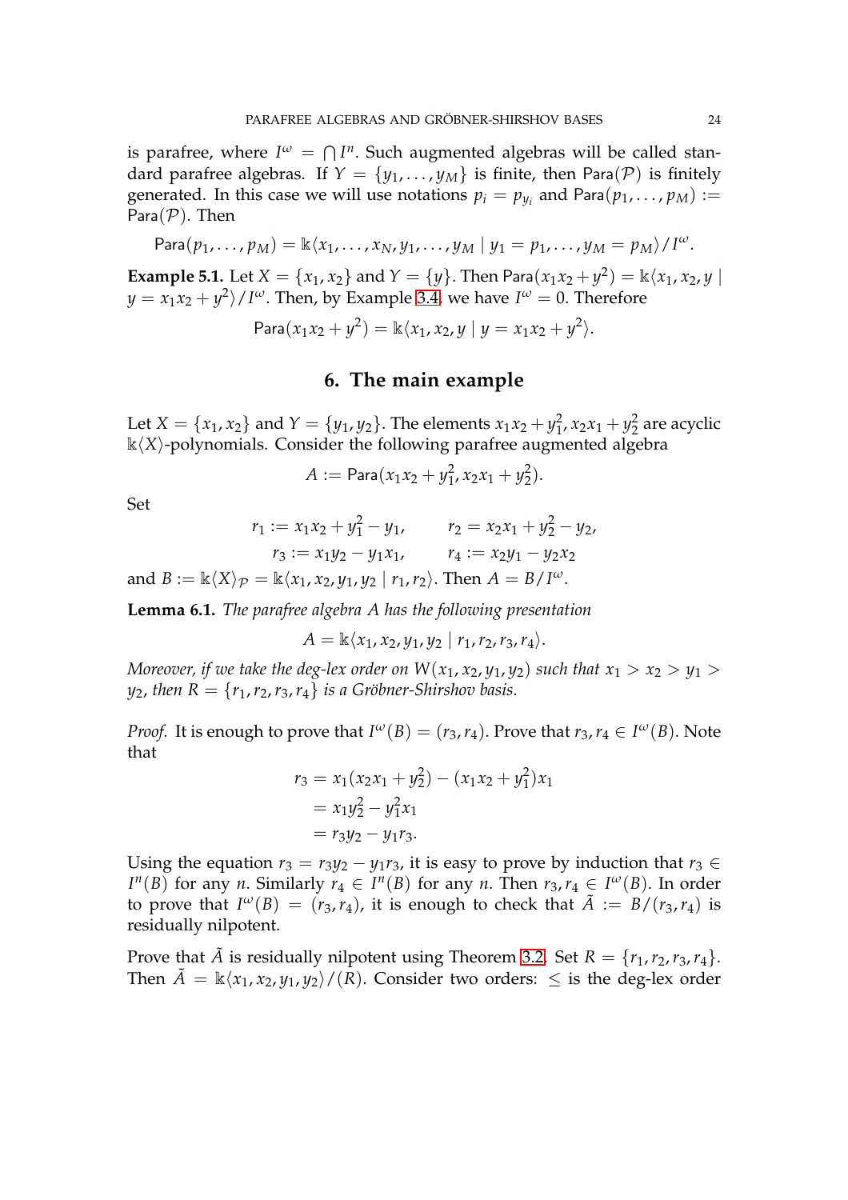is parafree, where $I^\omega = \bigcap I^n$. Such augmented algebras will be called standard parafree algebras. If $Y = \{y_1, \dots, y_M\}$ is finite, then $\mathsf{Para}(\mathcal{P})$ is finitely generated. In this case we will use notations $p_i = p_{y_i}$ and $\mathsf{Para}(p_1, \dots, p_M) := \mathsf{Para}(\mathcal{P})$. Then

$$\mathsf{Para}(p_1, \dots, p_M) = \Bbbk\langle x_1, \dots, x_N, y_1, \dots, y_M \mid y_1 = p_1, \dots, y_M = p_M \rangle / I^\omega.$$

**Example 5.1.** Let $X = \{x_1, x_2\}$ and $Y = \{y\}$. Then $\mathsf{Para}(x_1x_2 + y^2) = \Bbbk\langle x_1, x_2, y \mid y = x_1x_2 + y^2 \rangle / I^\omega$. Then, by Example 3.4, we have $I^\omega = 0$. Therefore

$$\mathsf{Para}(x_1x_2 + y^2) = \Bbbk\langle x_1, x_2, y \mid y = x_1x_2 + y^2 \rangle.$$

## 6. The main example

Let $X = \{x_1, x_2\}$ and $Y = \{y_1, y_2\}$. The elements $x_1x_2 + y_1^2, x_2x_1 + y_2^2$ are acyclic $\Bbbk\langle X \rangle$-polynomials. Consider the following parafree augmented algebra

$$A := \mathsf{Para}(x_1x_2 + y_1^2, x_2x_1 + y_2^2).$$

Set

$$r_1 := x_1x_2 + y_1^2 - y_1, \qquad r_2 = x_2x_1 + y_2^2 - y_2,$$
$$r_3 := x_1y_2 - y_1x_1, \qquad r_4 := x_2y_1 - y_2x_2$$

and $B := \Bbbk\langle X \rangle_{\mathcal{P}} = \Bbbk\langle x_1, x_2, y_1, y_2 \mid r_1, r_2 \rangle$. Then $A = B/I^\omega$.

**Lemma 6.1.** *The parafree algebra $A$ has the following presentation*

$$A = \Bbbk\langle x_1, x_2, y_1, y_2 \mid r_1, r_2, r_3, r_4 \rangle.$$

*Moreover, if we take the deg-lex order on $W(x_1, x_2, y_1, y_2)$ such that $x_1 > x_2 > y_1 > y_2$, then $R = \{r_1, r_2, r_3, r_4\}$ is a Gröbner-Shirshov basis.*

*Proof.* It is enough to prove that $I^\omega(B) = (r_3, r_4)$. Prove that $r_3, r_4 \in I^\omega(B)$. Note that

$$\begin{aligned} r_3 &= x_1(x_2x_1 + y_2^2) - (x_1x_2 + y_1^2)x_1 \\ &= x_1y_2^2 - y_1^2x_1 \\ &= r_3y_2 - y_1r_3. \end{aligned}$$

Using the equation $r_3 = r_3y_2 - y_1r_3$, it is easy to prove by induction that $r_3 \in I^n(B)$ for any $n$. Similarly $r_4 \in I^n(B)$ for any $n$. Then $r_3, r_4 \in I^\omega(B)$. In order to prove that $I^\omega(B) = (r_3, r_4)$, it is enough to check that $\tilde{A} := B/(r_3, r_4)$ is residually nilpotent.

Prove that $\tilde{A}$ is residually nilpotent using Theorem 3.2. Set $R = \{r_1, r_2, r_3, r_4\}$. Then $\tilde{A} = \Bbbk\langle x_1, x_2, y_1, y_2 \rangle / (R)$. Consider two orders: $\leq$ is the deg-lex order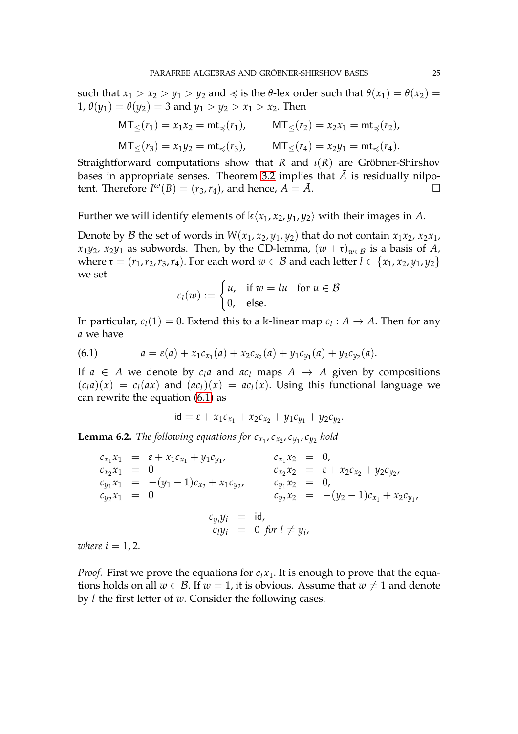such that $x_1 > x_2 > y_1 > y_2$ and $\preccurlyeq$ is the $\theta$-lex order such that $\theta(x_1) = \theta(x_2) = 1$, $\theta(y_1) = \theta(y_2) = 3$ and $y_1 > y_2 > x_1 > x_2$. Then

$$\mathsf{MT}_{\leq}(r_1) = x_1x_2 = \mathsf{mt}_{\preccurlyeq}(r_1), \qquad \mathsf{MT}_{\leq}(r_2) = x_2x_1 = \mathsf{mt}_{\preccurlyeq}(r_2),$$

$$\mathsf{MT}_{\leq}(r_3) = x_1y_2 = \mathsf{mt}_{\preccurlyeq}(r_3), \qquad \mathsf{MT}_{\leq}(r_4) = x_2y_1 = \mathsf{mt}_{\preccurlyeq}(r_4).$$

Straightforward computations show that $R$ and $\iota(R)$ are Gröbner-Shirshov bases in appropriate senses. Theorem 3.2 implies that $\tilde{A}$ is residually nilpotent. Therefore $I^\omega(B) = (r_3, r_4)$, and hence, $A = \tilde{A}$. □

Further we will identify elements of $\Bbbk\langle x_1, x_2, y_1, y_2\rangle$ with their images in $A$.

Denote by $\mathcal{B}$ the set of words in $W(x_1, x_2, y_1, y_2)$ that do not contain $x_1x_2$, $x_2x_1$, $x_1y_2$, $x_2y_1$ as subwords. Then, by the CD-lemma, $(w + \mathfrak{r})_{w\in\mathcal{B}}$ is a basis of $A$, where $\mathfrak{r} = (r_1, r_2, r_3, r_4)$. For each word $w \in \mathcal{B}$ and each letter $l \in \{x_1, x_2, y_1, y_2\}$ we set

$$c_l(w) := \begin{cases} u, & \text{if } w = lu \quad \text{for } u \in \mathcal{B} \\ 0, & \text{else.} \end{cases}$$

In particular, $c_l(1) = 0$. Extend this to a $\Bbbk$-linear map $c_l : A \to A$. Then for any $a$ we have

$$a = \varepsilon(a) + x_1c_{x_1}(a) + x_2c_{x_2}(a) + y_1c_{y_1}(a) + y_2c_{y_2}(a). \tag{6.1}$$

If $a \in A$ we denote by $c_la$ and $ac_l$ maps $A \to A$ given by compositions $(c_la)(x) = c_l(ax)$ and $(ac_l)(x) = ac_l(x)$. Using this functional language we can rewrite the equation (6.1) as

$$\mathsf{id} = \varepsilon + x_1c_{x_1} + x_2c_{x_2} + y_1c_{y_1} + y_2c_{y_2}.$$

**Lemma 6.2.** *The following equations for $c_{x_1}, c_{x_2}, c_{y_1}, c_{y_2}$ hold*

$$\begin{array}{rclrcl} c_{x_1}x_1 & = & \varepsilon + x_1c_{x_1} + y_1c_{y_1}, & c_{x_1}x_2 & = & 0, \\ c_{x_2}x_1 & = & 0 & c_{x_2}x_2 & = & \varepsilon + x_2c_{x_2} + y_2c_{y_2}, \\ c_{y_1}x_1 & = & -(y_1-1)c_{x_2} + x_1c_{y_2}, & c_{y_1}x_2 & = & 0, \\ c_{y_2}x_1 & = & 0 & c_{y_2}x_2 & = & -(y_2-1)c_{x_1} + x_2c_{y_1}, \end{array}$$

$$\begin{array}{rcl} c_{y_i}y_i & = & \mathsf{id}, \\ c_ly_i & = & 0 \text{ for } l \neq y_i, \end{array}$$

*where $i = 1, 2$.*

*Proof.* First we prove the equations for $c_lx_1$. It is enough to prove that the equations holds on all $w \in \mathcal{B}$. If $w = 1$, it is obvious. Assume that $w \neq 1$ and denote by $l$ the first letter of $w$. Consider the following cases.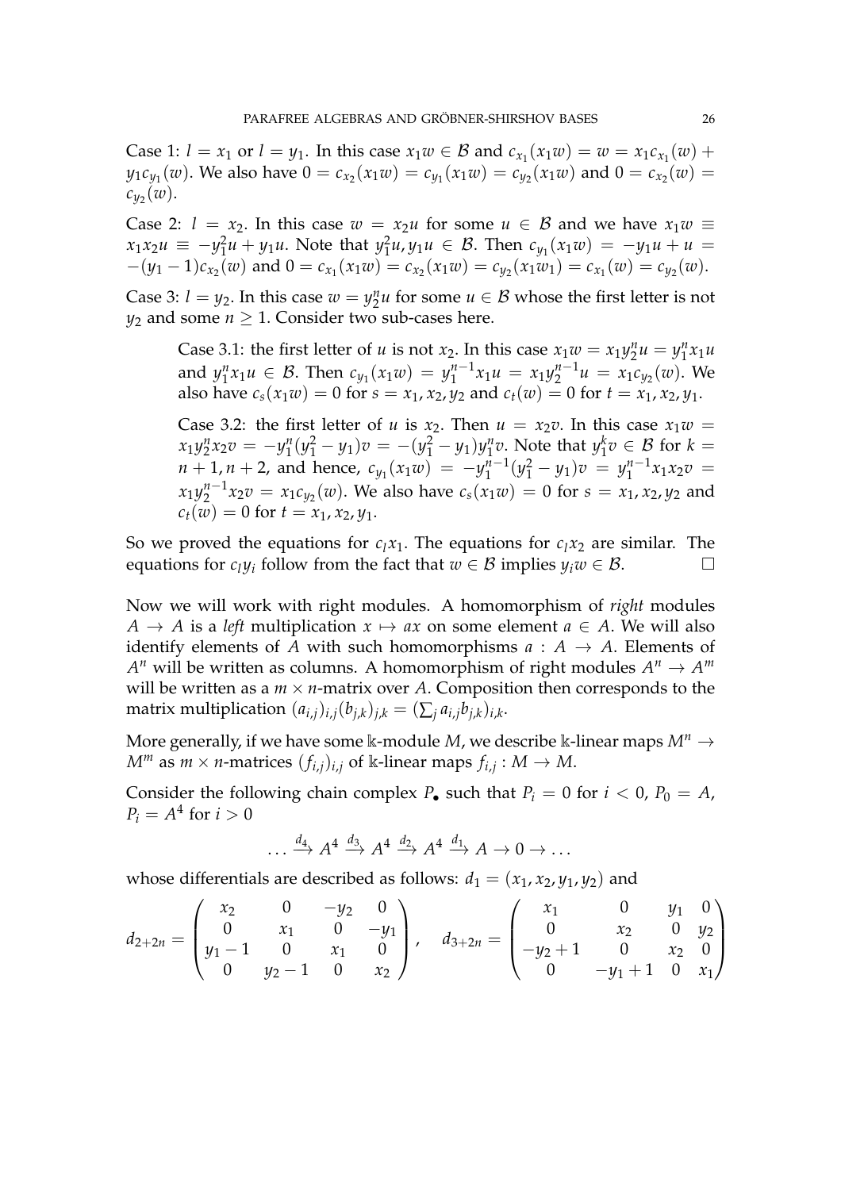Case 1: $l = x_1$ or $l = y_1$. In this case $x_1 w \in \mathcal{B}$ and $c_{x_1}(x_1 w) = w = x_1 c_{x_1}(w) + y_1 c_{y_1}(w)$. We also have $0 = c_{x_2}(x_1 w) = c_{y_1}(x_1 w) = c_{y_2}(x_1 w)$ and $0 = c_{x_2}(w) = c_{y_2}(w)$.

Case 2: $l = x_2$. In this case $w = x_2 u$ for some $u \in \mathcal{B}$ and we have $x_1 w \equiv x_1 x_2 u \equiv -y_1^2 u + y_1 u$. Note that $y_1^2 u, y_1 u \in \mathcal{B}$. Then $c_{y_1}(x_1 w) = -y_1 u + u = -(y_1 - 1)c_{x_2}(w)$ and $0 = c_{x_1}(x_1 w) = c_{x_2}(x_1 w) = c_{y_2}(x_1 w_1) = c_{x_1}(w) = c_{y_2}(w)$.

Case 3: $l = y_2$. In this case $w = y_2^n u$ for some $u \in \mathcal{B}$ whose the first letter is not $y_2$ and some $n \geq 1$. Consider two sub-cases here.

> Case 3.1: the first letter of $u$ is not $x_2$. In this case $x_1 w = x_1 y_2^n u = y_1^n x_1 u$ and $y_1^n x_1 u \in \mathcal{B}$. Then $c_{y_1}(x_1 w) = y_1^{n-1} x_1 u = x_1 y_2^{n-1} u = x_1 c_{y_2}(w)$. We also have $c_s(x_1 w) = 0$ for $s = x_1, x_2, y_2$ and $c_t(w) = 0$ for $t = x_1, x_2, y_1$.
>
> Case 3.2: the first letter of $u$ is $x_2$. Then $u = x_2 v$. In this case $x_1 w = x_1 y_2^n x_2 v = -y_1^n(y_1^2 - y_1)v = -(y_1^2 - y_1)y_1^n v$. Note that $y_1^k v \in \mathcal{B}$ for $k = n+1, n+2$, and hence, $c_{y_1}(x_1 w) = -y_1^{n-1}(y_1^2 - y_1)v = y_1^{n-1} x_1 x_2 v = x_1 y_2^{n-1} x_2 v = x_1 c_{y_2}(w)$. We also have $c_s(x_1 w) = 0$ for $s = x_1, x_2, y_2$ and $c_t(w) = 0$ for $t = x_1, x_2, y_1$.

So we proved the equations for $c_l x_1$. The equations for $c_l x_2$ are similar. The equations for $c_l y_i$ follow from the fact that $w \in \mathcal{B}$ implies $y_i w \in \mathcal{B}$. $\square$

Now we will work with right modules. A homomorphism of *right* modules $A \to A$ is a *left* multiplication $x \mapsto ax$ on some element $a \in A$. We will also identify elements of $A$ with such homomorphisms $a : A \to A$. Elements of $A^n$ will be written as columns. A homomorphism of right modules $A^n \to A^m$ will be written as a $m \times n$-matrix over $A$. Composition then corresponds to the matrix multiplication $(a_{i,j})_{i,j}(b_{j,k})_{j,k} = (\sum_j a_{i,j} b_{j,k})_{i,k}$.

More generally, if we have some $\mathbb{k}$-module $M$, we describe $\mathbb{k}$-linear maps $M^n \to M^m$ as $m \times n$-matrices $(f_{i,j})_{i,j}$ of $\mathbb{k}$-linear maps $f_{i,j} : M \to M$.

Consider the following chain complex $P_\bullet$ such that $P_i = 0$ for $i < 0$, $P_0 = A$, $P_i = A^4$ for $i > 0$

$$\dots \xrightarrow{d_4} A^4 \xrightarrow{d_3} A^4 \xrightarrow{d_2} A^4 \xrightarrow{d_1} A \to 0 \to \dots$$

whose differentials are described as follows: $d_1 = (x_1, x_2, y_1, y_2)$ and

$$d_{2+2n} = \begin{pmatrix} x_2 & 0 & -y_2 & 0 \\ 0 & x_1 & 0 & -y_1 \\ y_1 - 1 & 0 & x_1 & 0 \\ 0 & y_2 - 1 & 0 & x_2 \end{pmatrix}, \quad d_{3+2n} = \begin{pmatrix} x_1 & 0 & y_1 & 0 \\ 0 & x_2 & 0 & y_2 \\ -y_2 + 1 & 0 & x_2 & 0 \\ 0 & -y_1 + 1 & 0 & x_1 \end{pmatrix}$$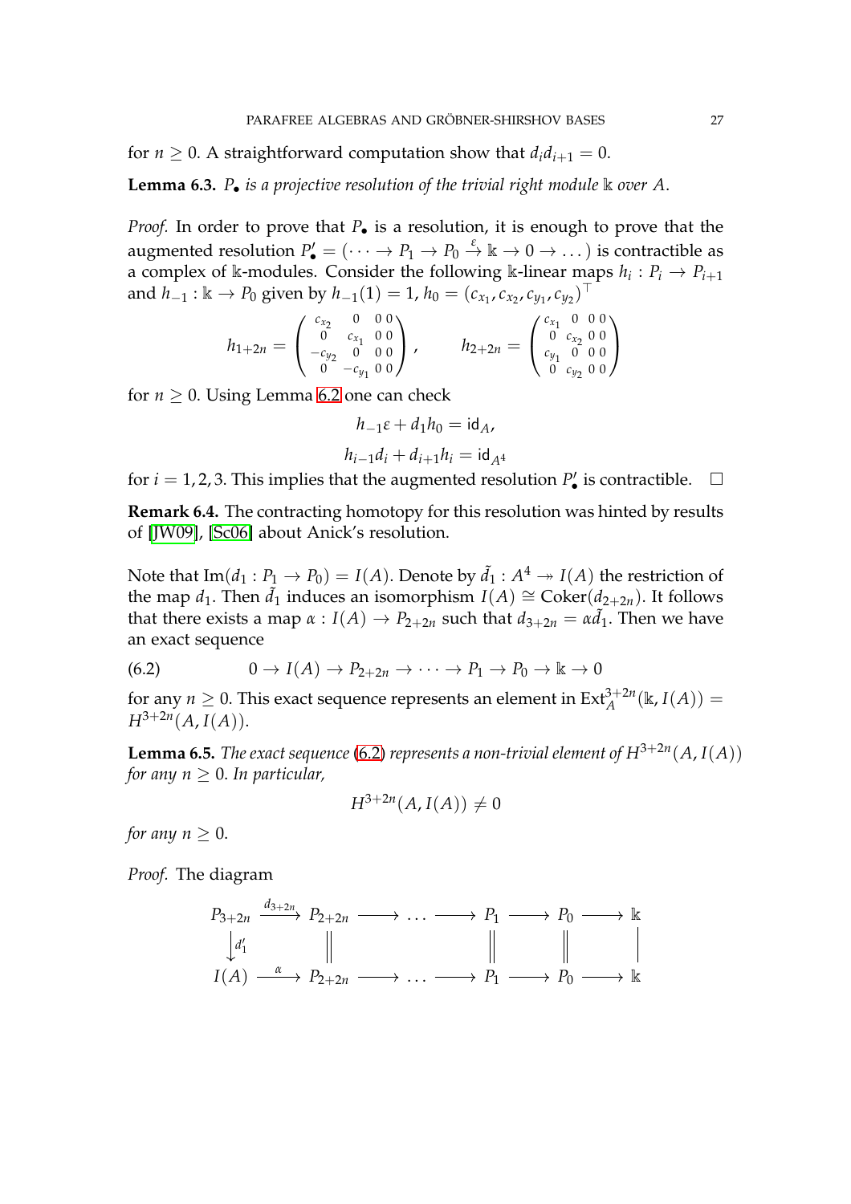for $n \geq 0$. A straightforward computation show that $d_i d_{i+1} = 0$.

**Lemma 6.3.** *$P_\bullet$ is a projective resolution of the trivial right module $\Bbbk$ over $A$.*

*Proof.* In order to prove that $P_\bullet$ is a resolution, it is enough to prove that the augmented resolution $P'_\bullet = (\cdots \to P_1 \to P_0 \xrightarrow{\varepsilon} \Bbbk \to 0 \to \dots)$ is contractible as a complex of $\Bbbk$-modules. Consider the following $\Bbbk$-linear maps $h_i : P_i \to P_{i+1}$ and $h_{-1} : \Bbbk \to P_0$ given by $h_{-1}(1) = 1$, $h_0 = (c_{x_1}, c_{x_2}, c_{y_1}, c_{y_2})^\top$

$$h_{1+2n} = \begin{pmatrix} c_{x_2} & 0 & 0 & 0 \\ 0 & c_{x_1} & 0 & 0 \\ -c_{y_2} & 0 & 0 & 0 \\ 0 & -c_{y_1} & 0 & 0 \end{pmatrix}, \qquad h_{2+2n} = \begin{pmatrix} c_{x_1} & 0 & 0 & 0 \\ 0 & c_{x_2} & 0 & 0 \\ c_{y_1} & 0 & 0 & 0 \\ 0 & c_{y_2} & 0 & 0 \end{pmatrix}$$

for $n \geq 0$. Using Lemma 6.2 one can check

$$h_{-1}\varepsilon + d_1 h_0 = \mathsf{id}_A,$$

$$h_{i-1} d_i + d_{i+1} h_i = \mathsf{id}_{A^4}$$

for $i = 1, 2, 3$. This implies that the augmented resolution $P'_\bullet$ is contractible. $\square$

**Remark 6.4.** The contracting homotopy for this resolution was hinted by results of [JW09], [Sc06] about Anick's resolution.

Note that $\mathrm{Im}(d_1 : P_1 \to P_0) = I(A)$. Denote by $\tilde{d}_1 : A^4 \twoheadrightarrow I(A)$ the restriction of the map $d_1$. Then $\tilde{d}_1$ induces an isomorphism $I(A) \cong \mathrm{Coker}(d_{2+2n})$. It follows that there exists a map $\alpha : I(A) \to P_{2+2n}$ such that $d_{3+2n} = \alpha \tilde{d}_1$. Then we have an exact sequence

$$0 \to I(A) \to P_{2+2n} \to \cdots \to P_1 \to P_0 \to \Bbbk \to 0 \tag{6.2}$$

for any $n \geq 0$. This exact sequence represents an element in $\mathrm{Ext}^{3+2n}_A(\Bbbk, I(A)) = H^{3+2n}(A, I(A))$.

**Lemma 6.5.** *The exact sequence (6.2) represents a non-trivial element of $H^{3+2n}(A, I(A))$ for any $n \geq 0$. In particular,*

$$H^{3+2n}(A, I(A)) \neq 0$$

*for any $n \geq 0$.*

*Proof.* The diagram

$$\begin{array}{ccccccccccc} P_{3+2n} & \xrightarrow{d_{3+2n}} & P_{2+2n} & \longrightarrow & \dots & \longrightarrow & P_1 & \longrightarrow & P_0 & \longrightarrow & \Bbbk \\ \big\downarrow {\scriptstyle d'_1} & & \big\| & & & & \big\| & & \big\| & & \big| \\ I(A) & \xrightarrow{\alpha} & P_{2+2n} & \longrightarrow & \dots & \longrightarrow & P_1 & \longrightarrow & P_0 & \longrightarrow & \Bbbk \end{array}$$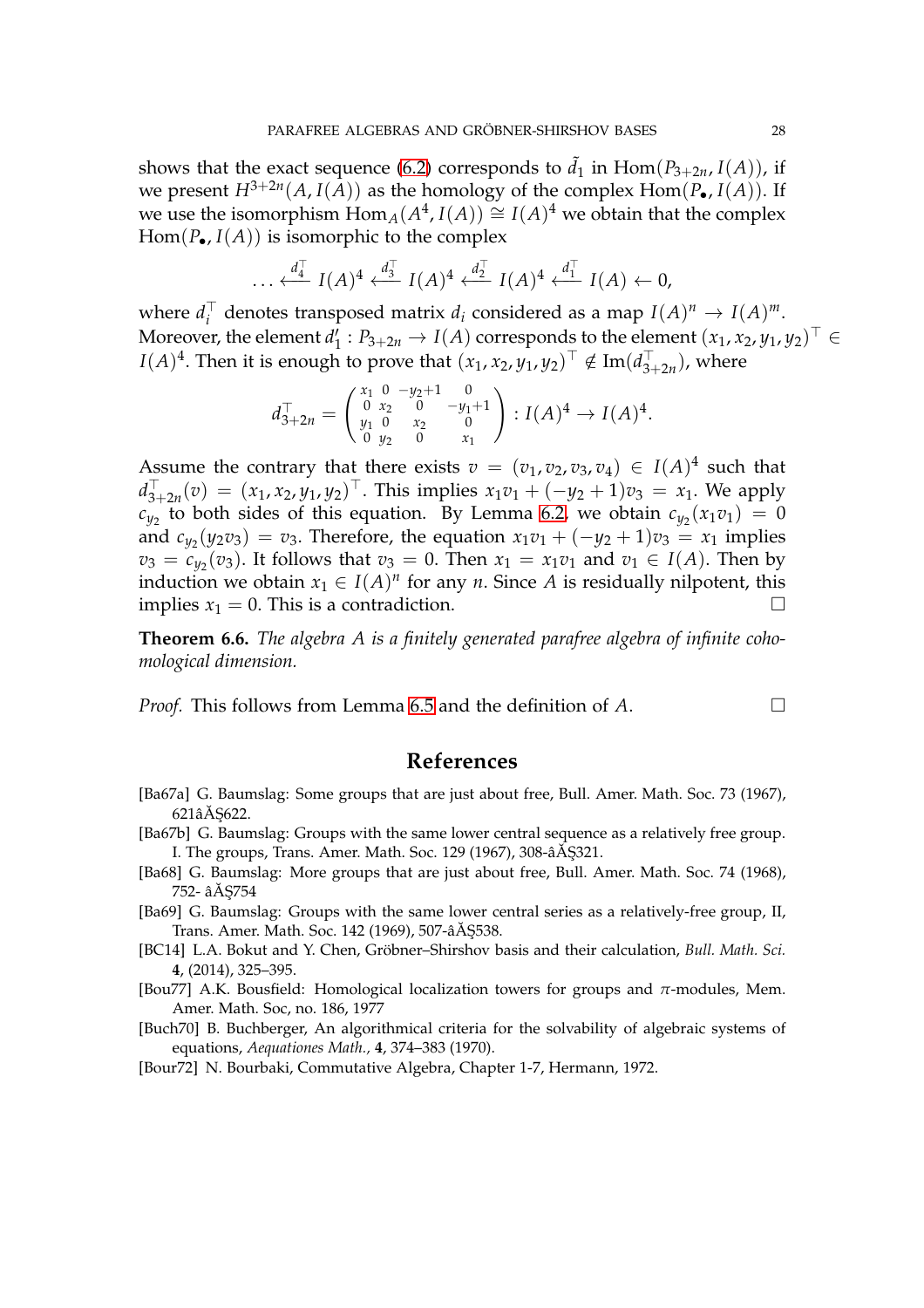shows that the exact sequence (6.2) corresponds to $\tilde{d}_1$ in $\mathrm{Hom}(P_{3+2n}, I(A))$, if we present $H^{3+2n}(A, I(A))$ as the homology of the complex $\mathrm{Hom}(P_\bullet, I(A))$. If we use the isomorphism $\mathrm{Hom}_A(A^4, I(A)) \cong I(A)^4$ we obtain that the complex $\mathrm{Hom}(P_\bullet, I(A))$ is isomorphic to the complex

$$\dots \xleftarrow{d_4^\top} I(A)^4 \xleftarrow{d_3^\top} I(A)^4 \xleftarrow{d_2^\top} I(A)^4 \xleftarrow{d_1^\top} I(A) \leftarrow 0,$$

where $d_i^\top$ denotes transposed matrix $d_i$ considered as a map $I(A)^n \to I(A)^m$. Moreover, the element $d_1' : P_{3+2n} \to I(A)$ corresponds to the element $(x_1, x_2, y_1, y_2)^\top \in I(A)^4$. Then it is enough to prove that $(x_1, x_2, y_1, y_2)^\top \notin \mathrm{Im}(d_{3+2n}^\top)$, where

$$d_{3+2n}^\top = \begin{pmatrix} x_1 & 0 & -y_2+1 & 0 \\ 0 & x_2 & 0 & -y_1+1 \\ y_1 & 0 & x_2 & 0 \\ 0 & y_2 & 0 & x_1 \end{pmatrix} : I(A)^4 \to I(A)^4.$$

Assume the contrary that there exists $v = (v_1, v_2, v_3, v_4) \in I(A)^4$ such that $d_{3+2n}^\top(v) = (x_1, x_2, y_1, y_2)^\top$. This implies $x_1 v_1 + (-y_2 + 1)v_3 = x_1$. We apply $c_{y_2}$ to both sides of this equation. By Lemma 6.2, we obtain $c_{y_2}(x_1 v_1) = 0$ and $c_{y_2}(y_2 v_3) = v_3$. Therefore, the equation $x_1 v_1 + (-y_2 + 1)v_3 = x_1$ implies $v_3 = c_{y_2}(v_3)$. It follows that $v_3 = 0$. Then $x_1 = x_1 v_1$ and $v_1 \in I(A)$. Then by induction we obtain $x_1 \in I(A)^n$ for any $n$. Since $A$ is residually nilpotent, this implies $x_1 = 0$. This is a contradiction. □

**Theorem 6.6.** *The algebra $A$ is a finitely generated parafree algebra of infinite cohomological dimension.*

*Proof.* This follows from Lemma 6.5 and the definition of $A$. □

# References

[Ba67a] G. Baumslag: Some groups that are just about free, Bull. Amer. Math. Soc. 73 (1967), 621âĂŞ622.

[Ba67b] G. Baumslag: Groups with the same lower central sequence as a relatively free group. I. The groups, Trans. Amer. Math. Soc. 129 (1967), 308-âĂŞ321.

[Ba68] G. Baumslag: More groups that are just about free, Bull. Amer. Math. Soc. 74 (1968), 752- âĂŞ754

[Ba69] G. Baumslag: Groups with the same lower central series as a relatively-free group, II, Trans. Amer. Math. Soc. 142 (1969), 507-âĂŞ538.

[BC14] L.A. Bokut and Y. Chen, Gröbner–Shirshov basis and their calculation, *Bull. Math. Sci.* **4**, (2014), 325–395.

[Bou77] A.K. Bousfield: Homological localization towers for groups and $\pi$-modules, Mem. Amer. Math. Soc, no. 186, 1977

[Buch70] B. Buchberger, An algorithmical criteria for the solvability of algebraic systems of equations, *Aequationes Math.*, **4**, 374–383 (1970).

[Bour72] N. Bourbaki, Commutative Algebra, Chapter 1-7, Hermann, 1972.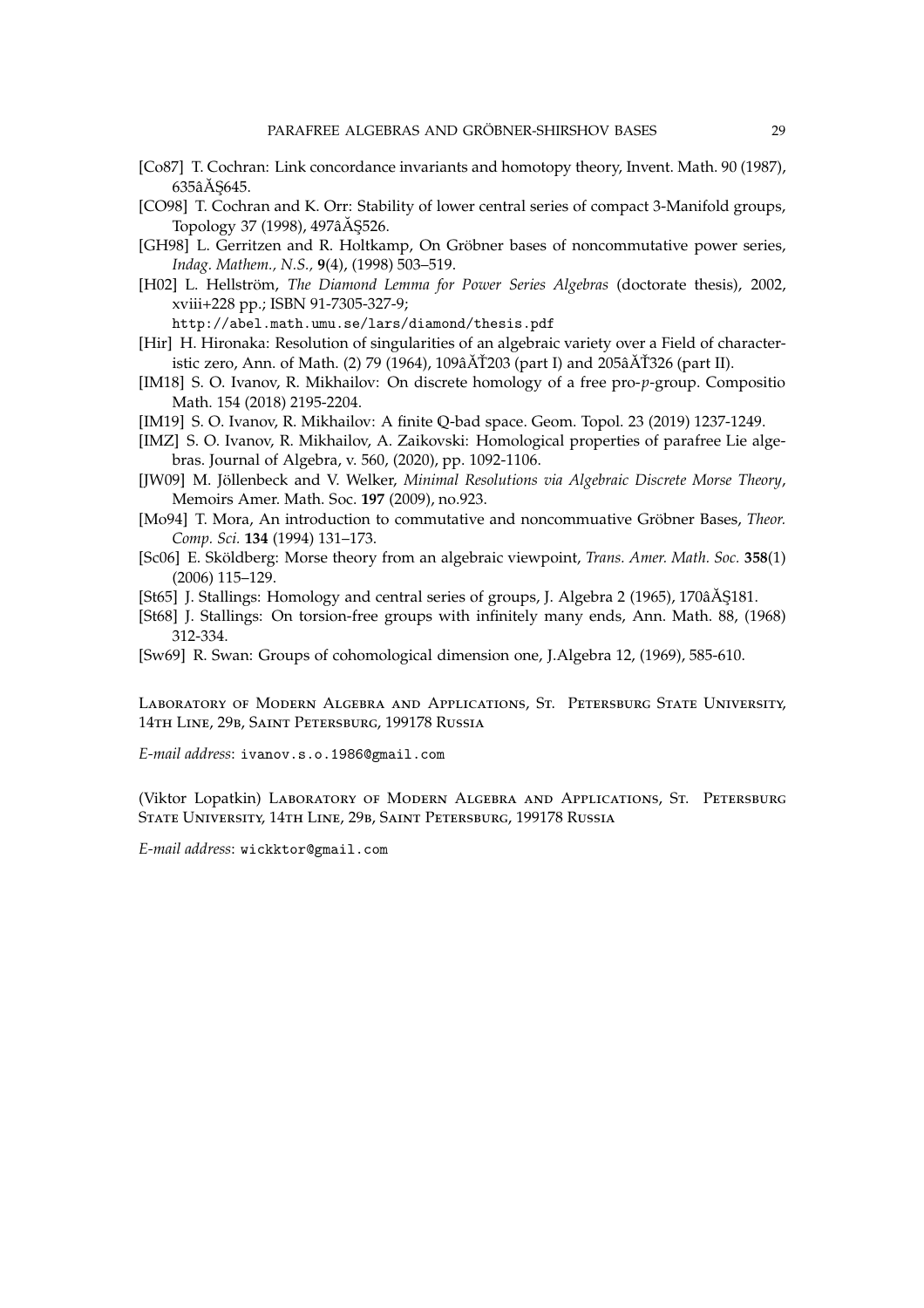[Co87] T. Cochran: Link concordance invariants and homotopy theory, Invent. Math. 90 (1987), 635âĂŞ645.

[CO98] T. Cochran and K. Orr: Stability of lower central series of compact 3-Manifold groups, Topology 37 (1998), 497âĂŞ526.

[GH98] L. Gerritzen and R. Holtkamp, On Gröbner bases of noncommutative power series, *Indag. Mathem., N.S.,* **9**(4), (1998) 503–519.

[H02] L. Hellström, *The Diamond Lemma for Power Series Algebras* (doctorate thesis), 2002, xviii+228 pp.; ISBN 91-7305-327-9;
`http://abel.math.umu.se/lars/diamond/thesis.pdf`

[Hir] H. Hironaka: Resolution of singularities of an algebraic variety over a Field of characteristic zero, Ann. of Math. (2) 79 (1964), 109âĂŤ203 (part I) and 205âĂŤ326 (part II).

[IM18] S. O. Ivanov, R. Mikhailov: On discrete homology of a free pro-$p$-group. Compositio Math. 154 (2018) 2195-2204.

[IM19] S. O. Ivanov, R. Mikhailov: A finite Q-bad space. Geom. Topol. 23 (2019) 1237-1249.

[IMZ] S. O. Ivanov, R. Mikhailov, A. Zaikovski: Homological properties of parafree Lie algebras. Journal of Algebra, v. 560, (2020), pp. 1092-1106.

[JW09] M. Jöllenbeck and V. Welker, *Minimal Resolutions via Algebraic Discrete Morse Theory*, Memoirs Amer. Math. Soc. **197** (2009), no.923.

[Mo94] T. Mora, An introduction to commutative and noncommuative Gröbner Bases, *Theor. Comp. Sci.* **134** (1994) 131–173.

[Sc06] E. Sköldberg: Morse theory from an algebraic viewpoint, *Trans. Amer. Math. Soc.* **358**(1) (2006) 115–129.

[St65] J. Stallings: Homology and central series of groups, J. Algebra 2 (1965), 170âĂŞ181.

[St68] J. Stallings: On torsion-free groups with infinitely many ends, Ann. Math. 88, (1968) 312-334.

[Sw69] R. Swan: Groups of cohomological dimension one, J.Algebra 12, (1969), 585-610.

Laboratory of Modern Algebra and Applications, St. Petersburg State University, 14th Line, 29b, Saint Petersburg, 199178 Russia

*E-mail address*: `ivanov.s.o.1986@gmail.com`

(Viktor Lopatkin) Laboratory of Modern Algebra and Applications, St. Petersburg State University, 14th Line, 29b, Saint Petersburg, 199178 Russia

*E-mail address*: `wickktor@gmail.com`